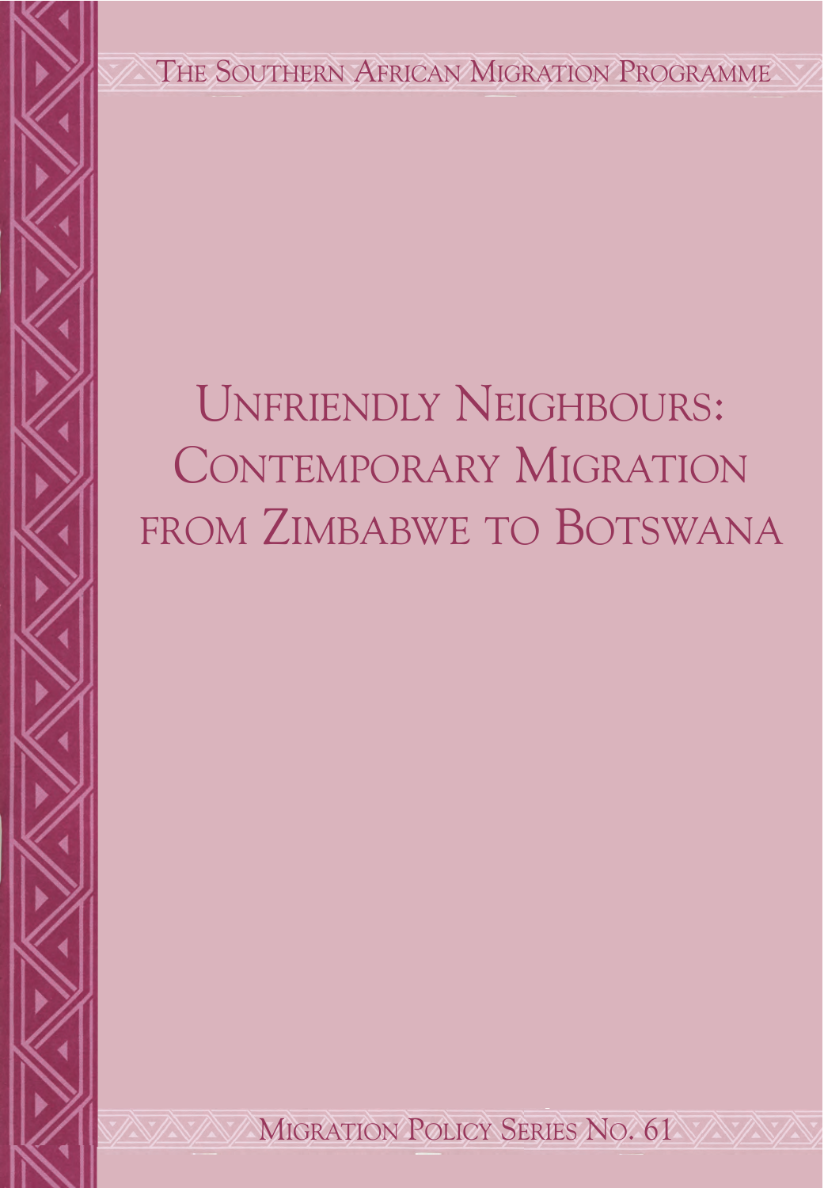The Southern African Migration Programme

# Unfriendly Neighbours: Contemporary Migration from Zimbabwe to Botswana

Migration Policy Series No. 61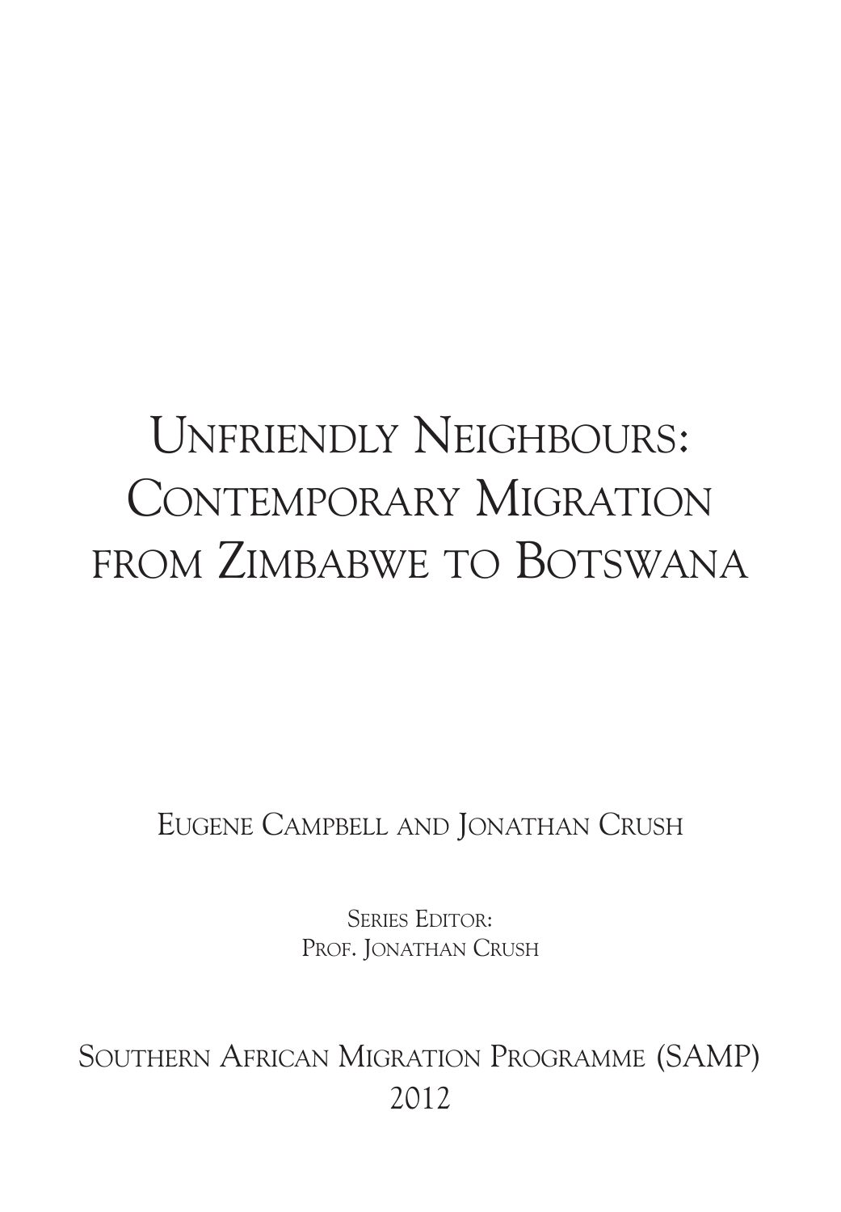# Unfriendly Neighbours: Contemporary Migration from Zimbabwe to Botswana

Eugene Campbell and Jonathan Crush

Series Editor:
Prof. Jonathan Crush

Southern African Migration Programme (SAMP)
2012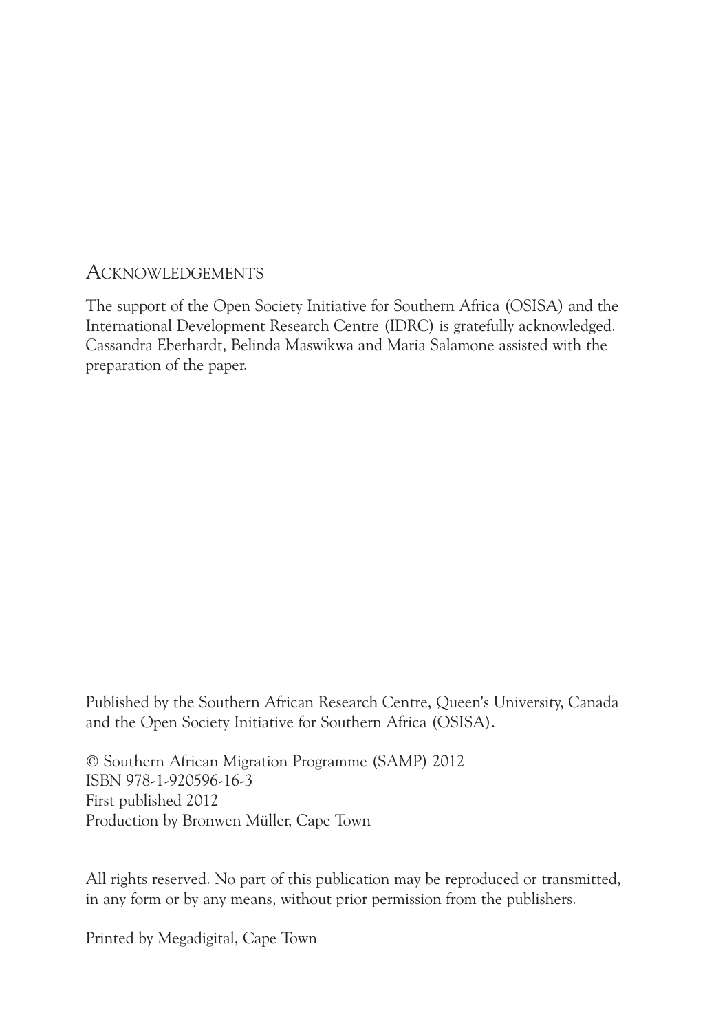## Acknowledgements

The support of the Open Society Initiative for Southern Africa (OSISA) and the International Development Research Centre (IDRC) is gratefully acknowledged. Cassandra Eberhardt, Belinda Maswikwa and Maria Salamone assisted with the preparation of the paper.

Published by the Southern African Research Centre, Queen's University, Canada and the Open Society Initiative for Southern Africa (OSISA).

© Southern African Migration Programme (SAMP) 2012
ISBN 978-1-920596-16-3
First published 2012
Production by Bronwen Müller, Cape Town

All rights reserved. No part of this publication may be reproduced or transmitted, in any form or by any means, without prior permission from the publishers.

Printed by Megadigital, Cape Town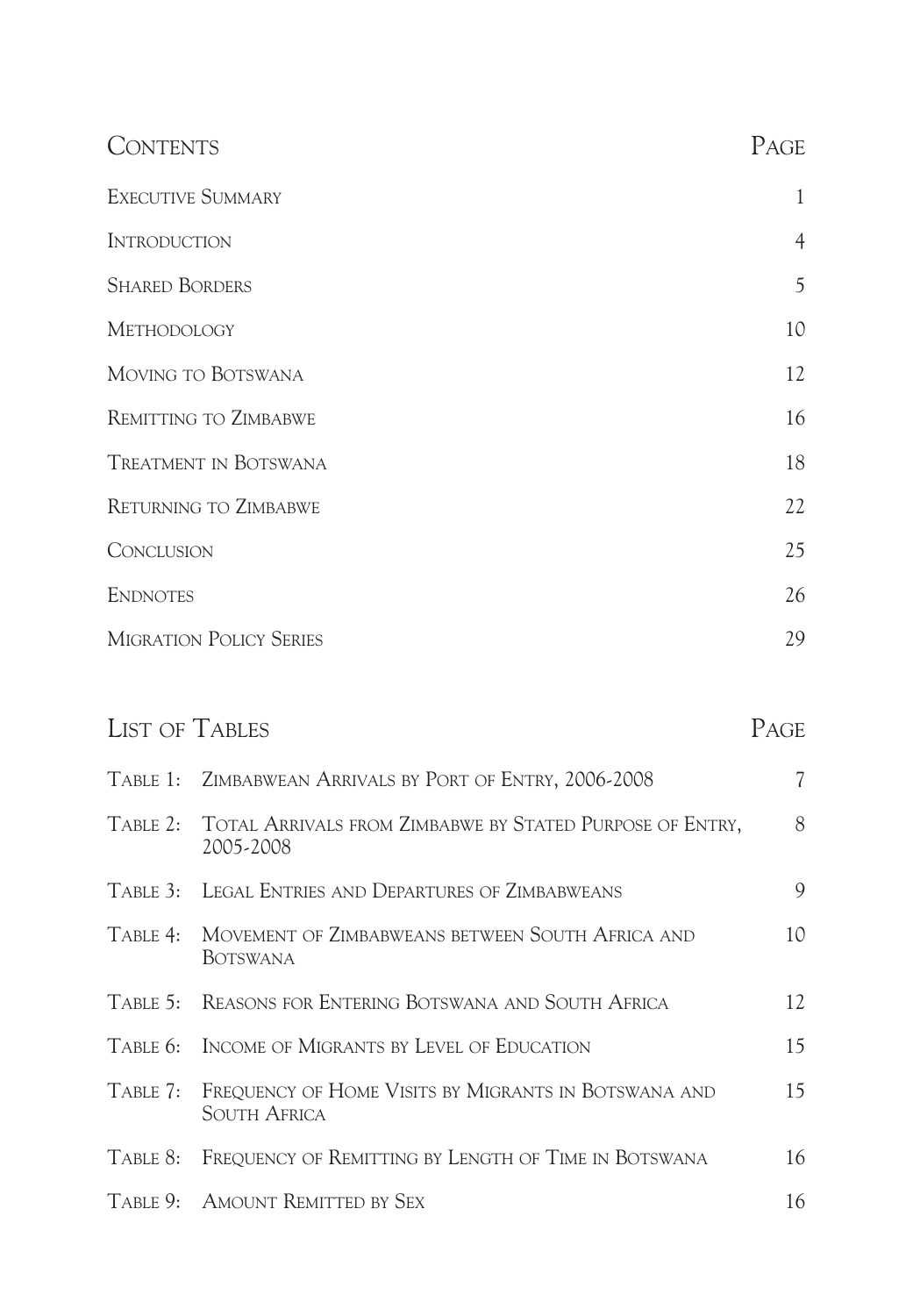| Contents | Page |
|---|---|
| Executive Summary | 1 |
| Introduction | 4 |
| Shared Borders | 5 |
| Methodology | 10 |
| Moving to Botswana | 12 |
| Remitting to Zimbabwe | 16 |
| Treatment in Botswana | 18 |
| Returning to Zimbabwe | 22 |
| Conclusion | 25 |
| Endnotes | 26 |
| Migration Policy Series | 29 |

| List of Tables | | Page |
|---|---|---|
| Table 1: | Zimbabwean Arrivals by Port of Entry, 2006-2008 | 7 |
| Table 2: | Total Arrivals from Zimbabwe by Stated Purpose of Entry, 2005-2008 | 8 |
| Table 3: | Legal Entries and Departures of Zimbabweans | 9 |
| Table 4: | Movement of Zimbabweans between South Africa and Botswana | 10 |
| Table 5: | Reasons for Entering Botswana and South Africa | 12 |
| Table 6: | Income of Migrants by Level of Education | 15 |
| Table 7: | Frequency of Home Visits by Migrants in Botswana and South Africa | 15 |
| Table 8: | Frequency of Remitting by Length of Time in Botswana | 16 |
| Table 9: | Amount Remitted by Sex | 16 |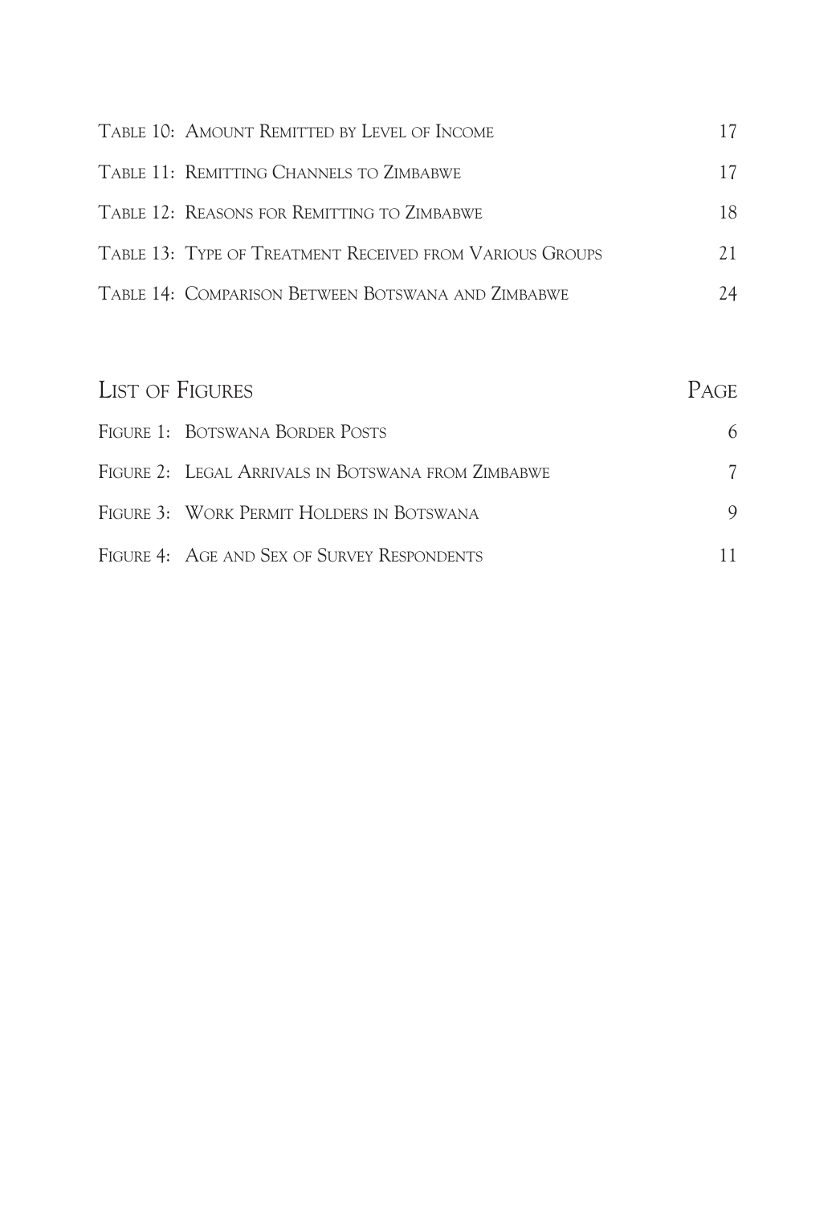| | |
|---|---|
| Table 10: Amount Remitted by Level of Income | 17 |
| Table 11: Remitting Channels to Zimbabwe | 17 |
| Table 12: Reasons for Remitting to Zimbabwe | 18 |
| Table 13: Type of Treatment Received from Various Groups | 21 |
| Table 14: Comparison Between Botswana and Zimbabwe | 24 |

| List of Figures | Page |
|---|---|
| Figure 1: Botswana Border Posts | 6 |
| Figure 2: Legal Arrivals in Botswana from Zimbabwe | 7 |
| Figure 3: Work Permit Holders in Botswana | 9 |
| Figure 4: Age and Sex of Survey Respondents | 11 |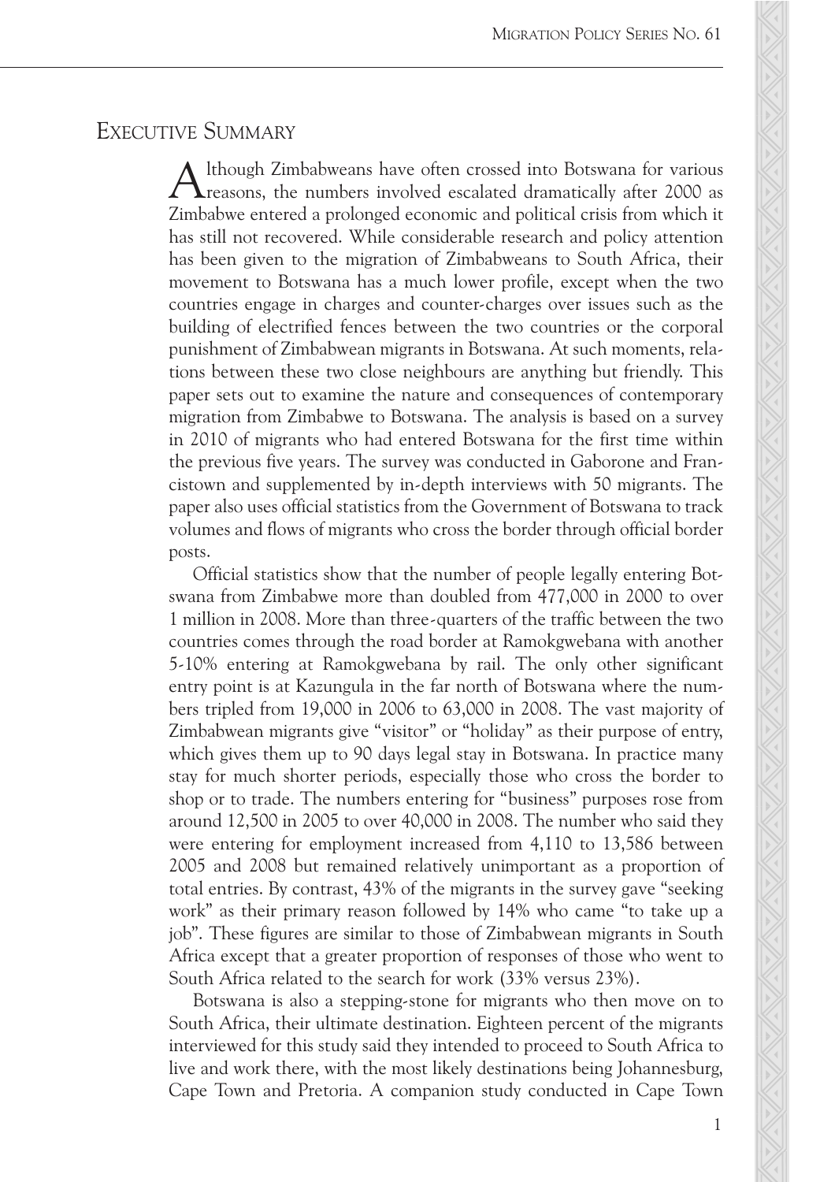## Executive Summary

Although Zimbabweans have often crossed into Botswana for various reasons, the numbers involved escalated dramatically after 2000 as Zimbabwe entered a prolonged economic and political crisis from which it has still not recovered. While considerable research and policy attention has been given to the migration of Zimbabweans to South Africa, their movement to Botswana has a much lower profile, except when the two countries engage in charges and counter-charges over issues such as the building of electrified fences between the two countries or the corporal punishment of Zimbabwean migrants in Botswana. At such moments, relations between these two close neighbours are anything but friendly. This paper sets out to examine the nature and consequences of contemporary migration from Zimbabwe to Botswana. The analysis is based on a survey in 2010 of migrants who had entered Botswana for the first time within the previous five years. The survey was conducted in Gaborone and Francistown and supplemented by in-depth interviews with 50 migrants. The paper also uses official statistics from the Government of Botswana to track volumes and flows of migrants who cross the border through official border posts.

Official statistics show that the number of people legally entering Botswana from Zimbabwe more than doubled from 477,000 in 2000 to over 1 million in 2008. More than three-quarters of the traffic between the two countries comes through the road border at Ramokgwebana with another 5-10% entering at Ramokgwebana by rail. The only other significant entry point is at Kazungula in the far north of Botswana where the numbers tripled from 19,000 in 2006 to 63,000 in 2008. The vast majority of Zimbabwean migrants give "visitor" or "holiday" as their purpose of entry, which gives them up to 90 days legal stay in Botswana. In practice many stay for much shorter periods, especially those who cross the border to shop or to trade. The numbers entering for "business" purposes rose from around 12,500 in 2005 to over 40,000 in 2008. The number who said they were entering for employment increased from 4,110 to 13,586 between 2005 and 2008 but remained relatively unimportant as a proportion of total entries. By contrast, 43% of the migrants in the survey gave "seeking work" as their primary reason followed by 14% who came "to take up a job". These figures are similar to those of Zimbabwean migrants in South Africa except that a greater proportion of responses of those who went to South Africa related to the search for work (33% versus 23%).

Botswana is also a stepping-stone for migrants who then move on to South Africa, their ultimate destination. Eighteen percent of the migrants interviewed for this study said they intended to proceed to South Africa to live and work there, with the most likely destinations being Johannesburg, Cape Town and Pretoria. A companion study conducted in Cape Town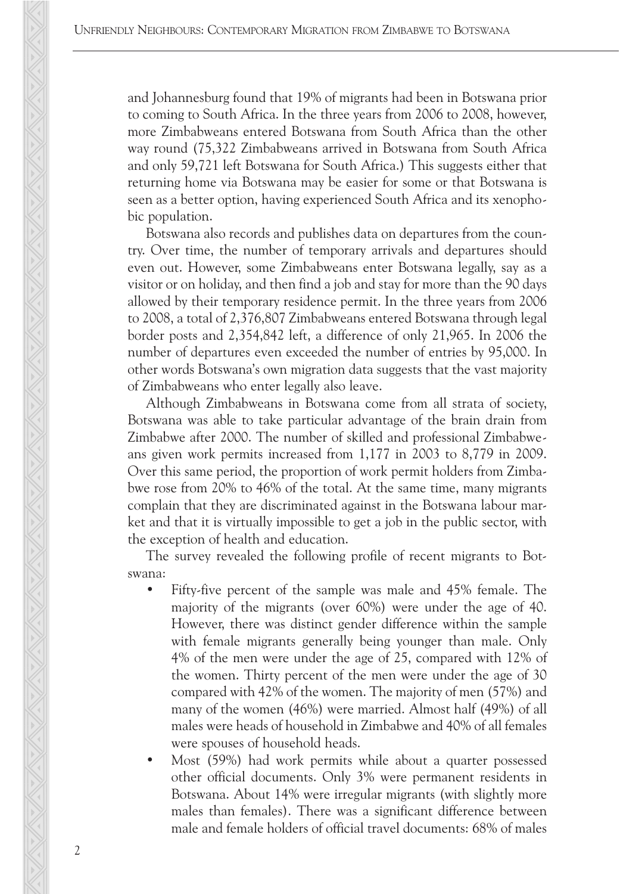and Johannesburg found that 19% of migrants had been in Botswana prior to coming to South Africa. In the three years from 2006 to 2008, however, more Zimbabweans entered Botswana from South Africa than the other way round (75,322 Zimbabweans arrived in Botswana from South Africa and only 59,721 left Botswana for South Africa.) This suggests either that returning home via Botswana may be easier for some or that Botswana is seen as a better option, having experienced South Africa and its xenophobic population.

Botswana also records and publishes data on departures from the country. Over time, the number of temporary arrivals and departures should even out. However, some Zimbabweans enter Botswana legally, say as a visitor or on holiday, and then find a job and stay for more than the 90 days allowed by their temporary residence permit. In the three years from 2006 to 2008, a total of 2,376,807 Zimbabweans entered Botswana through legal border posts and 2,354,842 left, a difference of only 21,965. In 2006 the number of departures even exceeded the number of entries by 95,000. In other words Botswana's own migration data suggests that the vast majority of Zimbabweans who enter legally also leave.

Although Zimbabweans in Botswana come from all strata of society, Botswana was able to take particular advantage of the brain drain from Zimbabwe after 2000. The number of skilled and professional Zimbabweans given work permits increased from 1,177 in 2003 to 8,779 in 2009. Over this same period, the proportion of work permit holders from Zimbabwe rose from 20% to 46% of the total. At the same time, many migrants complain that they are discriminated against in the Botswana labour market and that it is virtually impossible to get a job in the public sector, with the exception of health and education.

The survey revealed the following profile of recent migrants to Botswana:

- Fifty-five percent of the sample was male and 45% female. The majority of the migrants (over 60%) were under the age of 40. However, there was distinct gender difference within the sample with female migrants generally being younger than male. Only 4% of the men were under the age of 25, compared with 12% of the women. Thirty percent of the men were under the age of 30 compared with 42% of the women. The majority of men (57%) and many of the women (46%) were married. Almost half (49%) of all males were heads of household in Zimbabwe and 40% of all females were spouses of household heads.
- Most (59%) had work permits while about a quarter possessed other official documents. Only 3% were permanent residents in Botswana. About 14% were irregular migrants (with slightly more males than females). There was a significant difference between male and female holders of official travel documents: 68% of males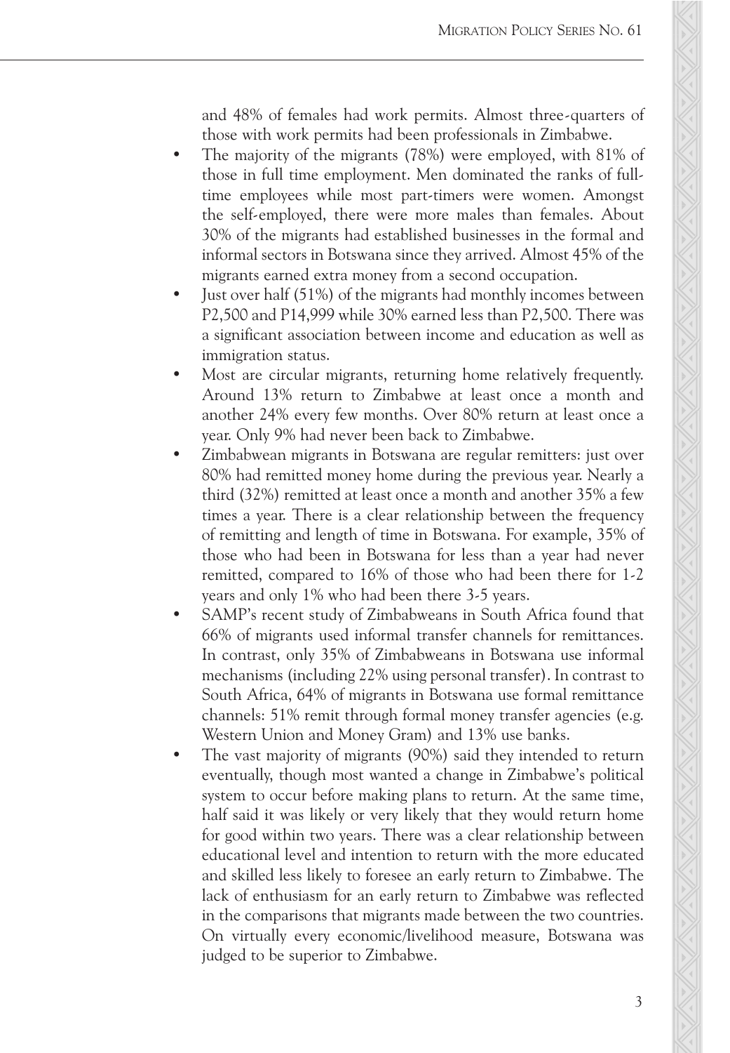and 48% of females had work permits. Almost three-quarters of those with work permits had been professionals in Zimbabwe.

- The majority of the migrants (78%) were employed, with 81% of those in full time employment. Men dominated the ranks of full-time employees while most part-timers were women. Amongst the self-employed, there were more males than females. About 30% of the migrants had established businesses in the formal and informal sectors in Botswana since they arrived. Almost 45% of the migrants earned extra money from a second occupation.
- Just over half (51%) of the migrants had monthly incomes between P2,500 and P14,999 while 30% earned less than P2,500. There was a significant association between income and education as well as immigration status.
- Most are circular migrants, returning home relatively frequently. Around 13% return to Zimbabwe at least once a month and another 24% every few months. Over 80% return at least once a year. Only 9% had never been back to Zimbabwe.
- Zimbabwean migrants in Botswana are regular remitters: just over 80% had remitted money home during the previous year. Nearly a third (32%) remitted at least once a month and another 35% a few times a year. There is a clear relationship between the frequency of remitting and length of time in Botswana. For example, 35% of those who had been in Botswana for less than a year had never remitted, compared to 16% of those who had been there for 1-2 years and only 1% who had been there 3-5 years.
- SAMP's recent study of Zimbabweans in South Africa found that 66% of migrants used informal transfer channels for remittances. In contrast, only 35% of Zimbabweans in Botswana use informal mechanisms (including 22% using personal transfer). In contrast to South Africa, 64% of migrants in Botswana use formal remittance channels: 51% remit through formal money transfer agencies (e.g. Western Union and Money Gram) and 13% use banks.
- The vast majority of migrants (90%) said they intended to return eventually, though most wanted a change in Zimbabwe's political system to occur before making plans to return. At the same time, half said it was likely or very likely that they would return home for good within two years. There was a clear relationship between educational level and intention to return with the more educated and skilled less likely to foresee an early return to Zimbabwe. The lack of enthusiasm for an early return to Zimbabwe was reflected in the comparisons that migrants made between the two countries. On virtually every economic/livelihood measure, Botswana was judged to be superior to Zimbabwe.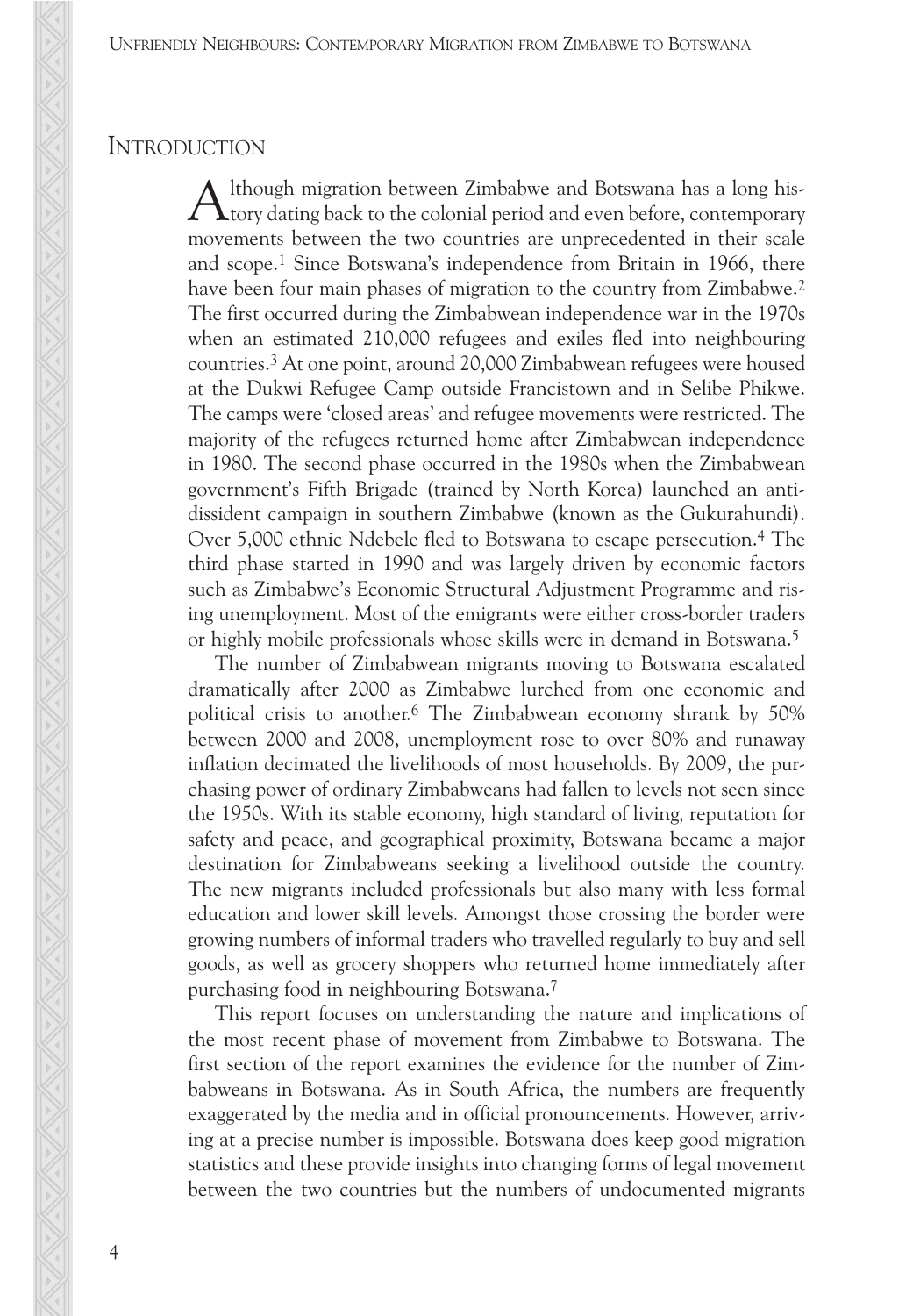## Introduction

Although migration between Zimbabwe and Botswana has a long history dating back to the colonial period and even before, contemporary movements between the two countries are unprecedented in their scale and scope.[1] Since Botswana's independence from Britain in 1966, there have been four main phases of migration to the country from Zimbabwe.[2] The first occurred during the Zimbabwean independence war in the 1970s when an estimated 210,000 refugees and exiles fled into neighbouring countries.[3] At one point, around 20,000 Zimbabwean refugees were housed at the Dukwi Refugee Camp outside Francistown and in Selibe Phikwe. The camps were 'closed areas' and refugee movements were restricted. The majority of the refugees returned home after Zimbabwean independence in 1980. The second phase occurred in the 1980s when the Zimbabwean government's Fifth Brigade (trained by North Korea) launched an anti-dissident campaign in southern Zimbabwe (known as the Gukurahundi). Over 5,000 ethnic Ndebele fled to Botswana to escape persecution.[4] The third phase started in 1990 and was largely driven by economic factors such as Zimbabwe's Economic Structural Adjustment Programme and rising unemployment. Most of the emigrants were either cross-border traders or highly mobile professionals whose skills were in demand in Botswana.[5]

The number of Zimbabwean migrants moving to Botswana escalated dramatically after 2000 as Zimbabwe lurched from one economic and political crisis to another.[6] The Zimbabwean economy shrank by 50% between 2000 and 2008, unemployment rose to over 80% and runaway inflation decimated the livelihoods of most households. By 2009, the purchasing power of ordinary Zimbabweans had fallen to levels not seen since the 1950s. With its stable economy, high standard of living, reputation for safety and peace, and geographical proximity, Botswana became a major destination for Zimbabweans seeking a livelihood outside the country. The new migrants included professionals but also many with less formal education and lower skill levels. Amongst those crossing the border were growing numbers of informal traders who travelled regularly to buy and sell goods, as well as grocery shoppers who returned home immediately after purchasing food in neighbouring Botswana.[7]

This report focuses on understanding the nature and implications of the most recent phase of movement from Zimbabwe to Botswana. The first section of the report examines the evidence for the number of Zimbabweans in Botswana. As in South Africa, the numbers are frequently exaggerated by the media and in official pronouncements. However, arriving at a precise number is impossible. Botswana does keep good migration statistics and these provide insights into changing forms of legal movement between the two countries but the numbers of undocumented migrants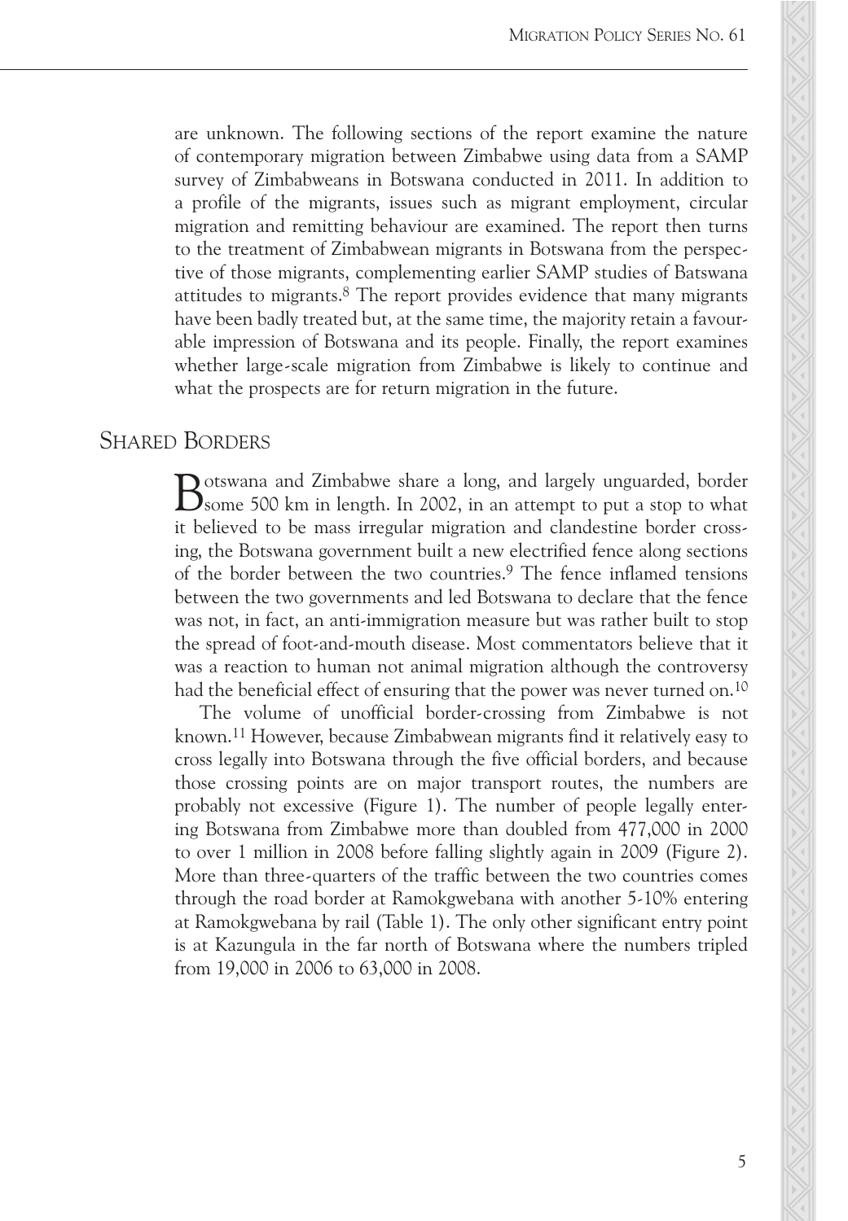are unknown. The following sections of the report examine the nature of contemporary migration between Zimbabwe using data from a SAMP survey of Zimbabweans in Botswana conducted in 2011. In addition to a profile of the migrants, issues such as migrant employment, circular migration and remitting behaviour are examined. The report then turns to the treatment of Zimbabwean migrants in Botswana from the perspective of those migrants, complementing earlier SAMP studies of Batswana attitudes to migrants.[8] The report provides evidence that many migrants have been badly treated but, at the same time, the majority retain a favourable impression of Botswana and its people. Finally, the report examines whether large-scale migration from Zimbabwe is likely to continue and what the prospects are for return migration in the future.

## Shared Borders

Botswana and Zimbabwe share a long, and largely unguarded, border some 500 km in length. In 2002, in an attempt to put a stop to what it believed to be mass irregular migration and clandestine border crossing, the Botswana government built a new electrified fence along sections of the border between the two countries.[9] The fence inflamed tensions between the two governments and led Botswana to declare that the fence was not, in fact, an anti-immigration measure but was rather built to stop the spread of foot-and-mouth disease. Most commentators believe that it was a reaction to human not animal migration although the controversy had the beneficial effect of ensuring that the power was never turned on.[10]

The volume of unofficial border-crossing from Zimbabwe is not known.[11] However, because Zimbabwean migrants find it relatively easy to cross legally into Botswana through the five official borders, and because those crossing points are on major transport routes, the numbers are probably not excessive (Figure 1). The number of people legally entering Botswana from Zimbabwe more than doubled from 477,000 in 2000 to over 1 million in 2008 before falling slightly again in 2009 (Figure 2). More than three-quarters of the traffic between the two countries comes through the road border at Ramokgwebana with another 5-10% entering at Ramokgwebana by rail (Table 1). The only other significant entry point is at Kazungula in the far north of Botswana where the numbers tripled from 19,000 in 2006 to 63,000 in 2008.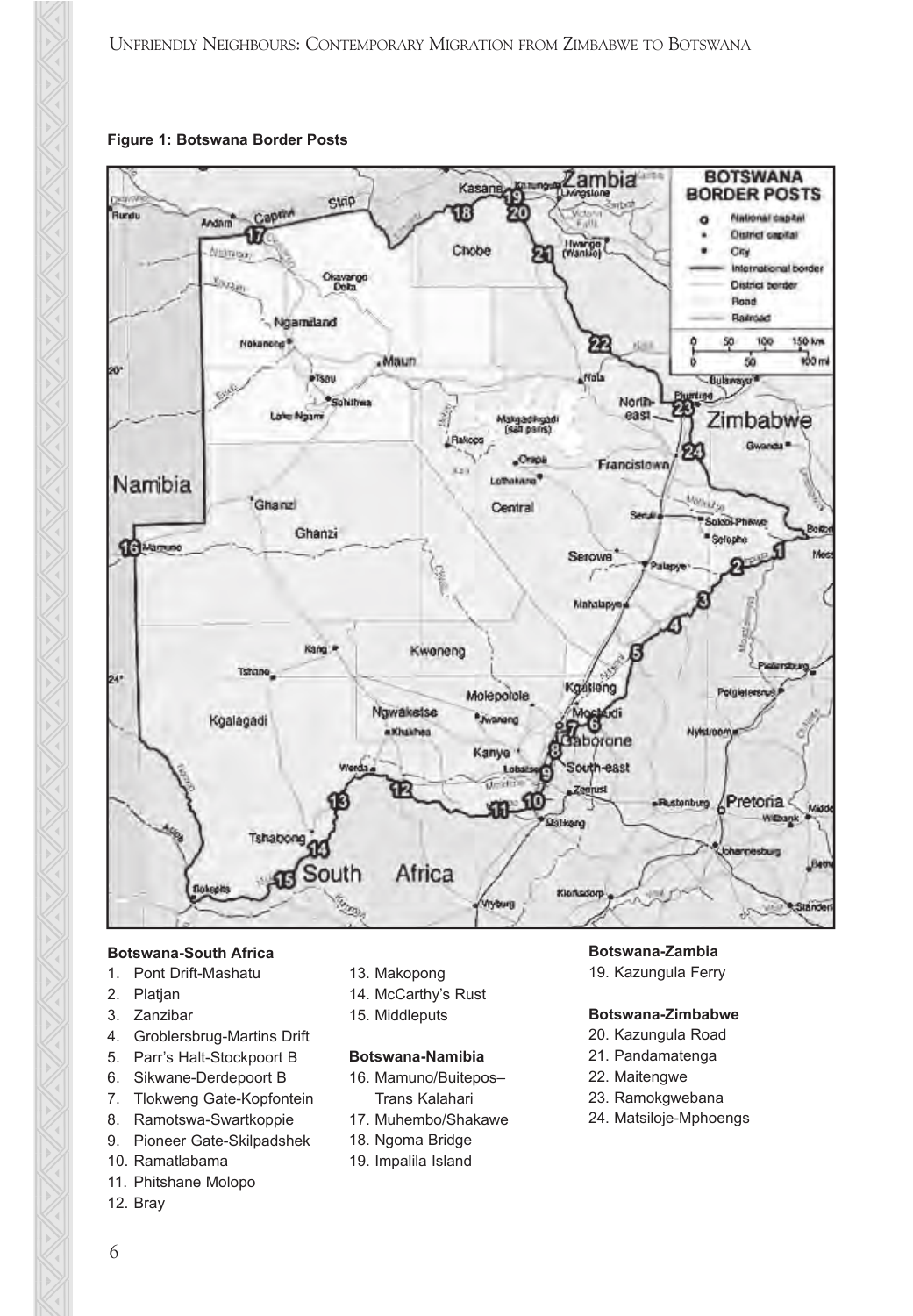**Figure 1: Botswana Border Posts**

BOTSWANA BORDER POSTS

National capital

District capital

City

International border

District border

Road

Railroad

0 50 100 150 km

0 50 100 mi

**Botswana-South Africa**

1. Pont Drift-Mashatu
2. Platjan
3. Zanzibar
4. Groblersbrug-Martins Drift
5. Parr's Halt-Stockpoort B
6. Sikwane-Derdepoort B
7. Tlokweng Gate-Kopfontein
8. Ramotswa-Swartkoppie
9. Pioneer Gate-Skilpadshek
10. Ramatlabama
11. Phitshane Molopo
12. Bray
13. Makopong
14. McCarthy's Rust
15. Middleputs

**Botswana-Namibia**

16. Mamuno/Buitepos–Trans Kalahari
17. Muhembo/Shakawe
18. Ngoma Bridge
19. Impalila Island

**Botswana-Zambia**

19. Kazungula Ferry

**Botswana-Zimbabwe**

20. Kazungula Road
21. Pandamatenga
22. Maitengwe
23. Ramokgwebana
24. Matsiloje-Mphoengs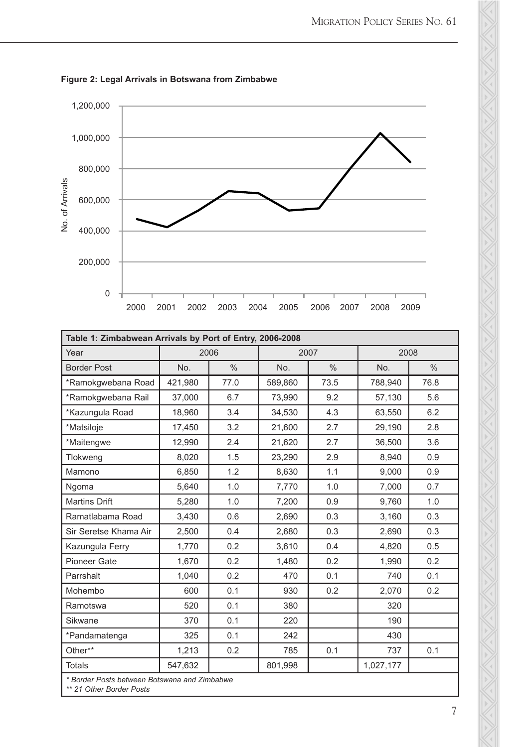**Figure 2: Legal Arrivals in Botswana from Zimbabwe**

No. of Arrivals

1,200,000
1,000,000
800,000
600,000
400,000
200,000
0

2000 2001 2002 2003 2004 2005 2006 2007 2008 2009

| Table 1: Zimbabwean Arrivals by Port of Entry, 2006-2008 | | | | | | |
|---|---|---|---|---|---|---|
| Year | 2006 | | 2007 | | 2008 | |
| Border Post | No. | % | No. | % | No. | % |
| *Ramokgwebana Road | 421,980 | 77.0 | 589,860 | 73.5 | 788,940 | 76.8 |
| *Ramokgwebana Rail | 37,000 | 6.7 | 73,990 | 9.2 | 57,130 | 5.6 |
| *Kazungula Road | 18,960 | 3.4 | 34,530 | 4.3 | 63,550 | 6.2 |
| *Matsiloje | 17,450 | 3.2 | 21,600 | 2.7 | 29,190 | 2.8 |
| *Maitengwe | 12,990 | 2.4 | 21,620 | 2.7 | 36,500 | 3.6 |
| Tlokweng | 8,020 | 1.5 | 23,290 | 2.9 | 8,940 | 0.9 |
| Mamono | 6,850 | 1.2 | 8,630 | 1.1 | 9,000 | 0.9 |
| Ngoma | 5,640 | 1.0 | 7,770 | 1.0 | 7,000 | 0.7 |
| Martins Drift | 5,280 | 1.0 | 7,200 | 0.9 | 9,760 | 1.0 |
| Ramatlabama Road | 3,430 | 0.6 | 2,690 | 0.3 | 3,160 | 0.3 |
| Sir Seretse Khama Air | 2,500 | 0.4 | 2,680 | 0.3 | 2,690 | 0.3 |
| Kazungula Ferry | 1,770 | 0.2 | 3,610 | 0.4 | 4,820 | 0.5 |
| Pioneer Gate | 1,670 | 0.2 | 1,480 | 0.2 | 1,990 | 0.2 |
| Parrshalt | 1,040 | 0.2 | 470 | 0.1 | 740 | 0.1 |
| Mohembo | 600 | 0.1 | 930 | 0.2 | 2,070 | 0.2 |
| Ramotswa | 520 | 0.1 | 380 | | 320 | |
| Sikwane | 370 | 0.1 | 220 | | 190 | |
| *Pandamatenga | 325 | 0.1 | 242 | | 430 | |
| Other** | 1,213 | 0.2 | 785 | 0.1 | 737 | 0.1 |
| Totals | 547,632 | | 801,998 | | 1,027,177 | |

*\* Border Posts between Botswana and Zimbabwe*
*\*\* 21 Other Border Posts*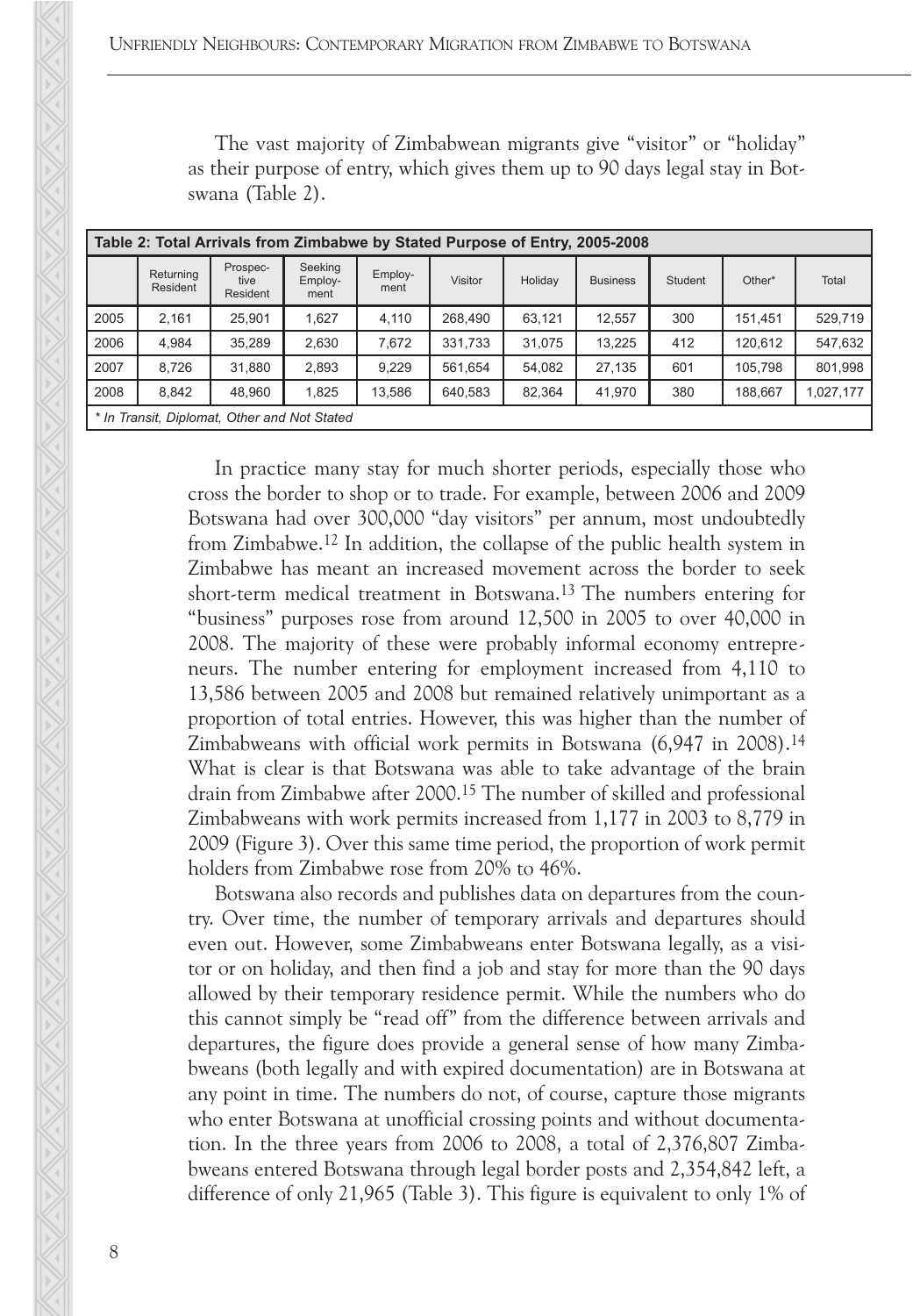The vast majority of Zimbabwean migrants give "visitor" or "holiday" as their purpose of entry, which gives them up to 90 days legal stay in Botswana (Table 2).

**Table 2: Total Arrivals from Zimbabwe by Stated Purpose of Entry, 2005-2008**

| | Returning Resident | Prospective Resident | Seeking Employment | Employment | Visitor | Holiday | Business | Student | Other* | Total |
|---|---|---|---|---|---|---|---|---|---|---|
| 2005 | 2,161 | 25,901 | 1,627 | 4,110 | 268,490 | 63,121 | 12,557 | 300 | 151,451 | 529,719 |
| 2006 | 4,984 | 35,289 | 2,630 | 7,672 | 331,733 | 31,075 | 13,225 | 412 | 120,612 | 547,632 |
| 2007 | 8,726 | 31,880 | 2,893 | 9,229 | 561,654 | 54,082 | 27,135 | 601 | 105,798 | 801,998 |
| 2008 | 8,842 | 48,960 | 1,825 | 13,586 | 640,583 | 82,364 | 41,970 | 380 | 188,667 | 1,027,177 |

*\* In Transit, Diplomat, Other and Not Stated*

In practice many stay for much shorter periods, especially those who cross the border to shop or to trade. For example, between 2006 and 2009 Botswana had over 300,000 "day visitors" per annum, most undoubtedly from Zimbabwe.[12] In addition, the collapse of the public health system in Zimbabwe has meant an increased movement across the border to seek short-term medical treatment in Botswana.[13] The numbers entering for "business" purposes rose from around 12,500 in 2005 to over 40,000 in 2008. The majority of these were probably informal economy entrepreneurs. The number entering for employment increased from 4,110 to 13,586 between 2005 and 2008 but remained relatively unimportant as a proportion of total entries. However, this was higher than the number of Zimbabweans with official work permits in Botswana (6,947 in 2008).[14] What is clear is that Botswana was able to take advantage of the brain drain from Zimbabwe after 2000.[15] The number of skilled and professional Zimbabweans with work permits increased from 1,177 in 2003 to 8,779 in 2009 (Figure 3). Over this same time period, the proportion of work permit holders from Zimbabwe rose from 20% to 46%.

Botswana also records and publishes data on departures from the country. Over time, the number of temporary arrivals and departures should even out. However, some Zimbabweans enter Botswana legally, as a visitor or on holiday, and then find a job and stay for more than the 90 days allowed by their temporary residence permit. While the numbers who do this cannot simply be "read off" from the difference between arrivals and departures, the figure does provide a general sense of how many Zimbabweans (both legally and with expired documentation) are in Botswana at any point in time. The numbers do not, of course, capture those migrants who enter Botswana at unofficial crossing points and without documentation. In the three years from 2006 to 2008, a total of 2,376,807 Zimbabweans entered Botswana through legal border posts and 2,354,842 left, a difference of only 21,965 (Table 3). This figure is equivalent to only 1% of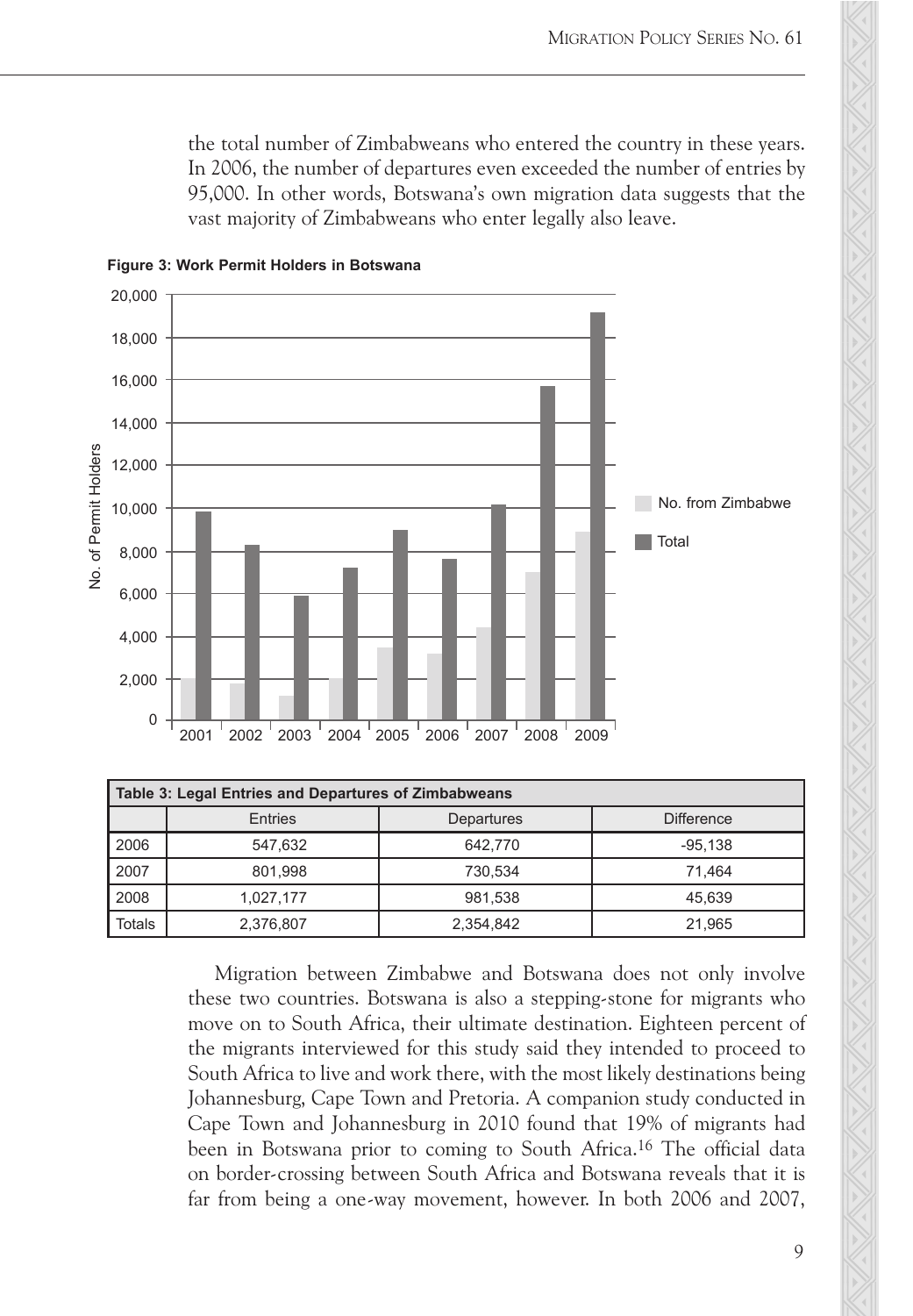the total number of Zimbabweans who entered the country in these years. In 2006, the number of departures even exceeded the number of entries by 95,000. In other words, Botswana's own migration data suggests that the vast majority of Zimbabweans who enter legally also leave.

**Figure 3: Work Permit Holders in Botswana**

No. of Permit Holders

20,000
18,000
16,000
14,000
12,000
10,000
8,000
6,000
4,000
2,000
0

2001 2002 2003 2004 2005 2006 2007 2008 2009

No. from Zimbabwe
Total

**Table 3: Legal Entries and Departures of Zimbabweans**

| | Entries | Departures | Difference |
|---|---|---|---|
| 2006 | 547,632 | 642,770 | -95,138 |
| 2007 | 801,998 | 730,534 | 71,464 |
| 2008 | 1,027,177 | 981,538 | 45,639 |
| Totals | 2,376,807 | 2,354,842 | 21,965 |

Migration between Zimbabwe and Botswana does not only involve these two countries. Botswana is also a stepping-stone for migrants who move on to South Africa, their ultimate destination. Eighteen percent of the migrants interviewed for this study said they intended to proceed to South Africa to live and work there, with the most likely destinations being Johannesburg, Cape Town and Pretoria. A companion study conducted in Cape Town and Johannesburg in 2010 found that 19% of migrants had been in Botswana prior to coming to South Africa.[16] The official data on border-crossing between South Africa and Botswana reveals that it is far from being a one-way movement, however. In both 2006 and 2007,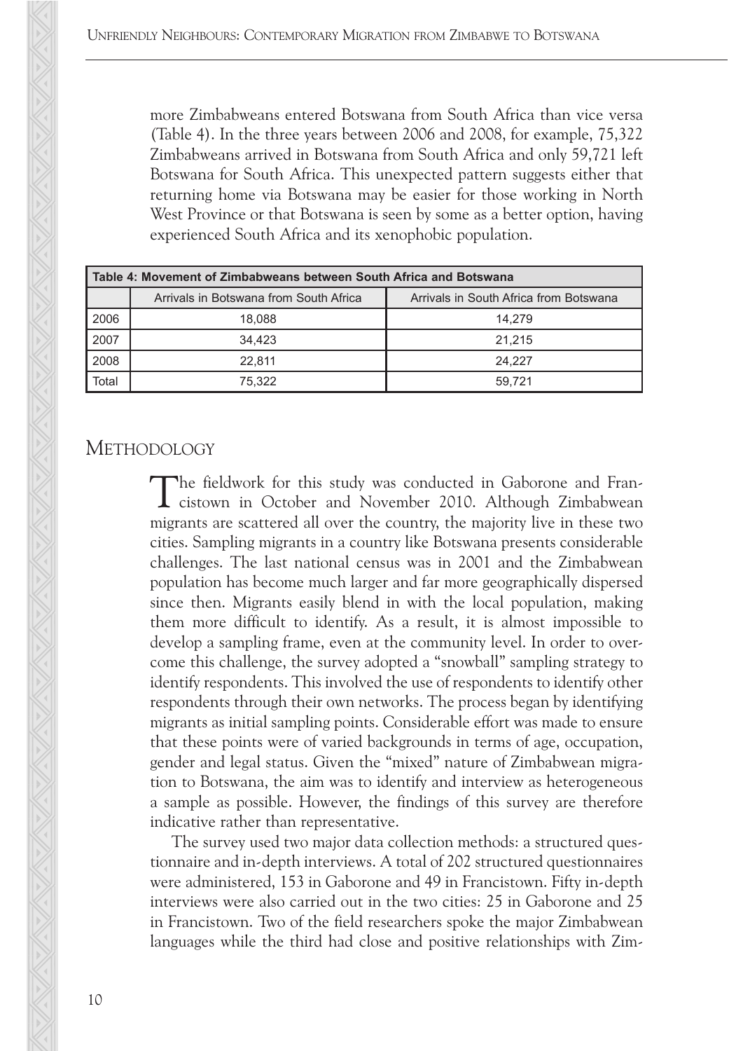more Zimbabweans entered Botswana from South Africa than vice versa (Table 4). In the three years between 2006 and 2008, for example, 75,322 Zimbabweans arrived in Botswana from South Africa and only 59,721 left Botswana for South Africa. This unexpected pattern suggests either that returning home via Botswana may be easier for those working in North West Province or that Botswana is seen by some as a better option, having experienced South Africa and its xenophobic population.

**Table 4: Movement of Zimbabweans between South Africa and Botswana**

| | Arrivals in Botswana from South Africa | Arrivals in South Africa from Botswana |
|---|---|---|
| 2006 | 18,088 | 14,279 |
| 2007 | 34,423 | 21,215 |
| 2008 | 22,811 | 24,227 |
| Total | 75,322 | 59,721 |

## Methodology

The fieldwork for this study was conducted in Gaborone and Francistown in October and November 2010. Although Zimbabwean migrants are scattered all over the country, the majority live in these two cities. Sampling migrants in a country like Botswana presents considerable challenges. The last national census was in 2001 and the Zimbabwean population has become much larger and far more geographically dispersed since then. Migrants easily blend in with the local population, making them more difficult to identify. As a result, it is almost impossible to develop a sampling frame, even at the community level. In order to overcome this challenge, the survey adopted a "snowball" sampling strategy to identify respondents. This involved the use of respondents to identify other respondents through their own networks. The process began by identifying migrants as initial sampling points. Considerable effort was made to ensure that these points were of varied backgrounds in terms of age, occupation, gender and legal status. Given the "mixed" nature of Zimbabwean migration to Botswana, the aim was to identify and interview as heterogeneous a sample as possible. However, the findings of this survey are therefore indicative rather than representative.

The survey used two major data collection methods: a structured questionnaire and in-depth interviews. A total of 202 structured questionnaires were administered, 153 in Gaborone and 49 in Francistown. Fifty in-depth interviews were also carried out in the two cities: 25 in Gaborone and 25 in Francistown. Two of the field researchers spoke the major Zimbabwean languages while the third had close and positive relationships with Zim-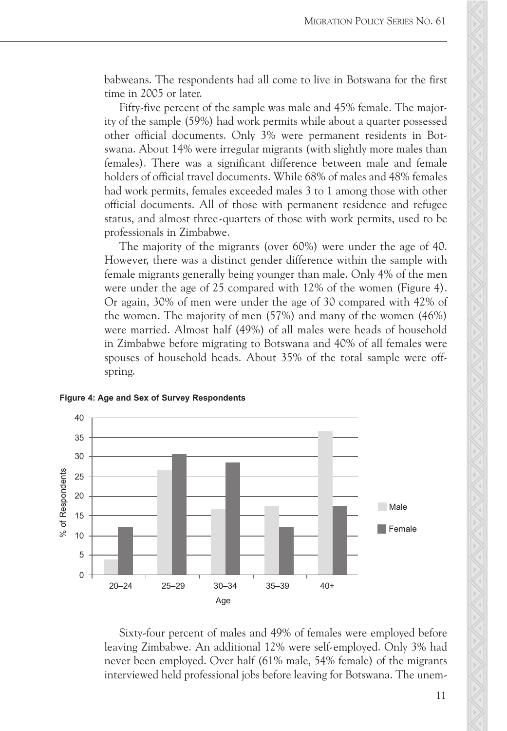babweans. The respondents had all come to live in Botswana for the first time in 2005 or later.

Fifty-five percent of the sample was male and 45% female. The majority of the sample (59%) had work permits while about a quarter possessed other official documents. Only 3% were permanent residents in Botswana. About 14% were irregular migrants (with slightly more males than females). There was a significant difference between male and female holders of official travel documents. While 68% of males and 48% females had work permits, females exceeded males 3 to 1 among those with other official documents. All of those with permanent residence and refugee status, and almost three-quarters of those with work permits, used to be professionals in Zimbabwe.

The majority of the migrants (over 60%) were under the age of 40. However, there was a distinct gender difference within the sample with female migrants generally being younger than male. Only 4% of the men were under the age of 25 compared with 12% of the women (Figure 4). Or again, 30% of men were under the age of 30 compared with 42% of the women. The majority of men (57%) and many of the women (46%) were married. Almost half (49%) of all males were heads of household in Zimbabwe before migrating to Botswana and 40% of all females were spouses of household heads. About 35% of the total sample were offspring.

**Figure 4: Age and Sex of Survey Respondents**

% of Respondents

0
5
10
15
20
25
30
35
40

20–24
25–29
30–34
35–39
40+

Age

Male
Female

Sixty-four percent of males and 49% of females were employed before leaving Zimbabwe. An additional 12% were self-employed. Only 3% had never been employed. Over half (61% male, 54% female) of the migrants interviewed held professional jobs before leaving for Botswana. The unem-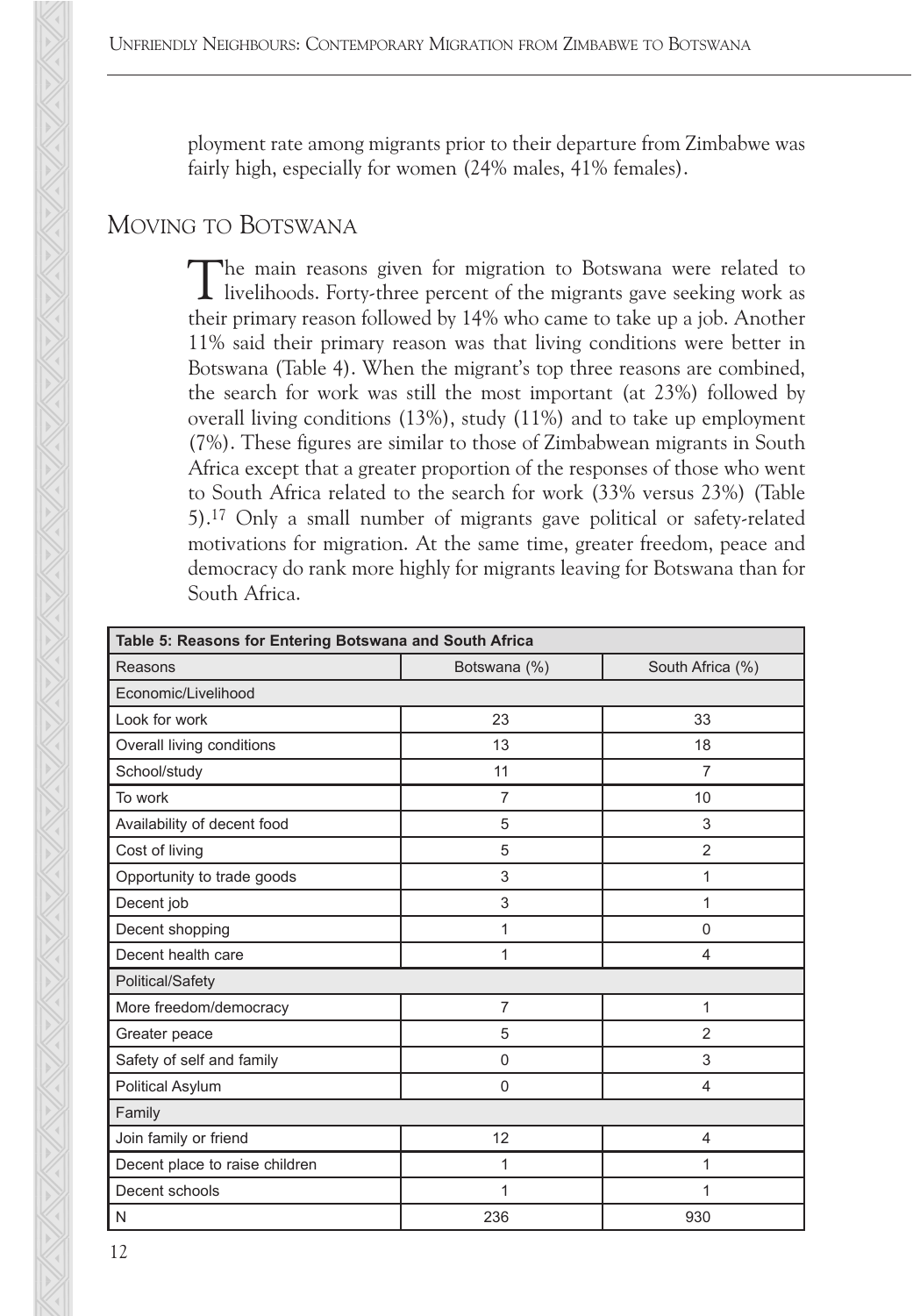ployment rate among migrants prior to their departure from Zimbabwe was fairly high, especially for women (24% males, 41% females).

## Moving to Botswana

The main reasons given for migration to Botswana were related to livelihoods. Forty-three percent of the migrants gave seeking work as their primary reason followed by 14% who came to take up a job. Another 11% said their primary reason was that living conditions were better in Botswana (Table 4). When the migrant's top three reasons are combined, the search for work was still the most important (at 23%) followed by overall living conditions (13%), study (11%) and to take up employment (7%). These figures are similar to those of Zimbabwean migrants in South Africa except that a greater proportion of the responses of those who went to South Africa related to the search for work (33% versus 23%) (Table 5).[17] Only a small number of migrants gave political or safety-related motivations for migration. At the same time, greater freedom, peace and democracy do rank more highly for migrants leaving for Botswana than for South Africa.

**Table 5: Reasons for Entering Botswana and South Africa**

| Reasons | Botswana (%) | South Africa (%) |
|---|---|---|
| Economic/Livelihood | | |
| Look for work | 23 | 33 |
| Overall living conditions | 13 | 18 |
| School/study | 11 | 7 |
| To work | 7 | 10 |
| Availability of decent food | 5 | 3 |
| Cost of living | 5 | 2 |
| Opportunity to trade goods | 3 | 1 |
| Decent job | 3 | 1 |
| Decent shopping | 1 | 0 |
| Decent health care | 1 | 4 |
| Political/Safety | | |
| More freedom/democracy | 7 | 1 |
| Greater peace | 5 | 2 |
| Safety of self and family | 0 | 3 |
| Political Asylum | 0 | 4 |
| Family | | |
| Join family or friend | 12 | 4 |
| Decent place to raise children | 1 | 1 |
| Decent schools | 1 | 1 |
| N | 236 | 930 |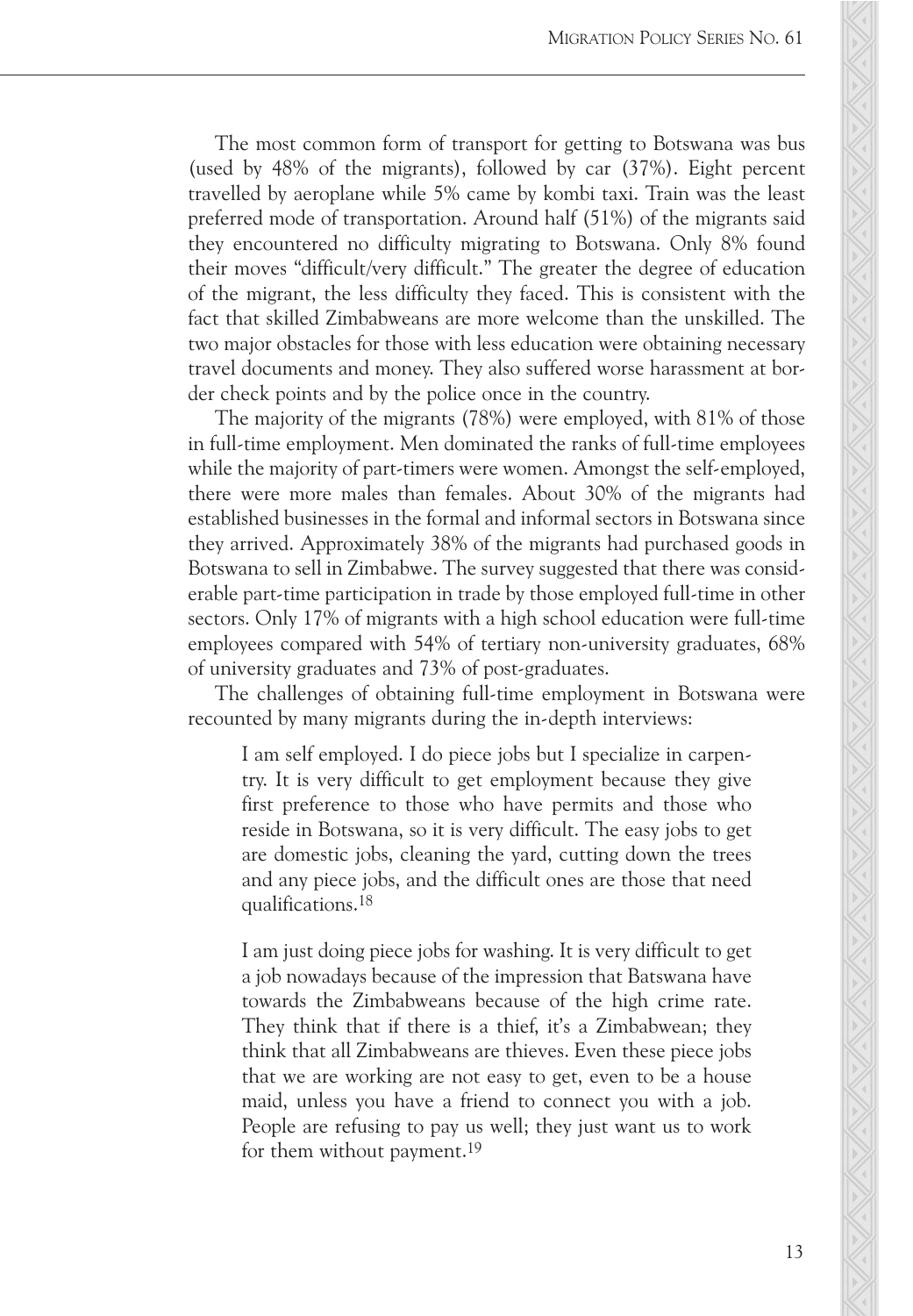The most common form of transport for getting to Botswana was bus (used by 48% of the migrants), followed by car (37%). Eight percent travelled by aeroplane while 5% came by kombi taxi. Train was the least preferred mode of transportation. Around half (51%) of the migrants said they encountered no difficulty migrating to Botswana. Only 8% found their moves "difficult/very difficult." The greater the degree of education of the migrant, the less difficulty they faced. This is consistent with the fact that skilled Zimbabweans are more welcome than the unskilled. The two major obstacles for those with less education were obtaining necessary travel documents and money. They also suffered worse harassment at border check points and by the police once in the country.

The majority of the migrants (78%) were employed, with 81% of those in full-time employment. Men dominated the ranks of full-time employees while the majority of part-timers were women. Amongst the self-employed, there were more males than females. About 30% of the migrants had established businesses in the formal and informal sectors in Botswana since they arrived. Approximately 38% of the migrants had purchased goods in Botswana to sell in Zimbabwe. The survey suggested that there was considerable part-time participation in trade by those employed full-time in other sectors. Only 17% of migrants with a high school education were full-time employees compared with 54% of tertiary non-university graduates, 68% of university graduates and 73% of post-graduates.

The challenges of obtaining full-time employment in Botswana were recounted by many migrants during the in-depth interviews:

> I am self employed. I do piece jobs but I specialize in carpentry. It is very difficult to get employment because they give first preference to those who have permits and those who reside in Botswana, so it is very difficult. The easy jobs to get are domestic jobs, cleaning the yard, cutting down the trees and any piece jobs, and the difficult ones are those that need qualifications.[18]

> I am just doing piece jobs for washing. It is very difficult to get a job nowadays because of the impression that Batswana have towards the Zimbabweans because of the high crime rate. They think that if there is a thief, it's a Zimbabwean; they think that all Zimbabweans are thieves. Even these piece jobs that we are working are not easy to get, even to be a house maid, unless you have a friend to connect you with a job. People are refusing to pay us well; they just want us to work for them without payment.[19]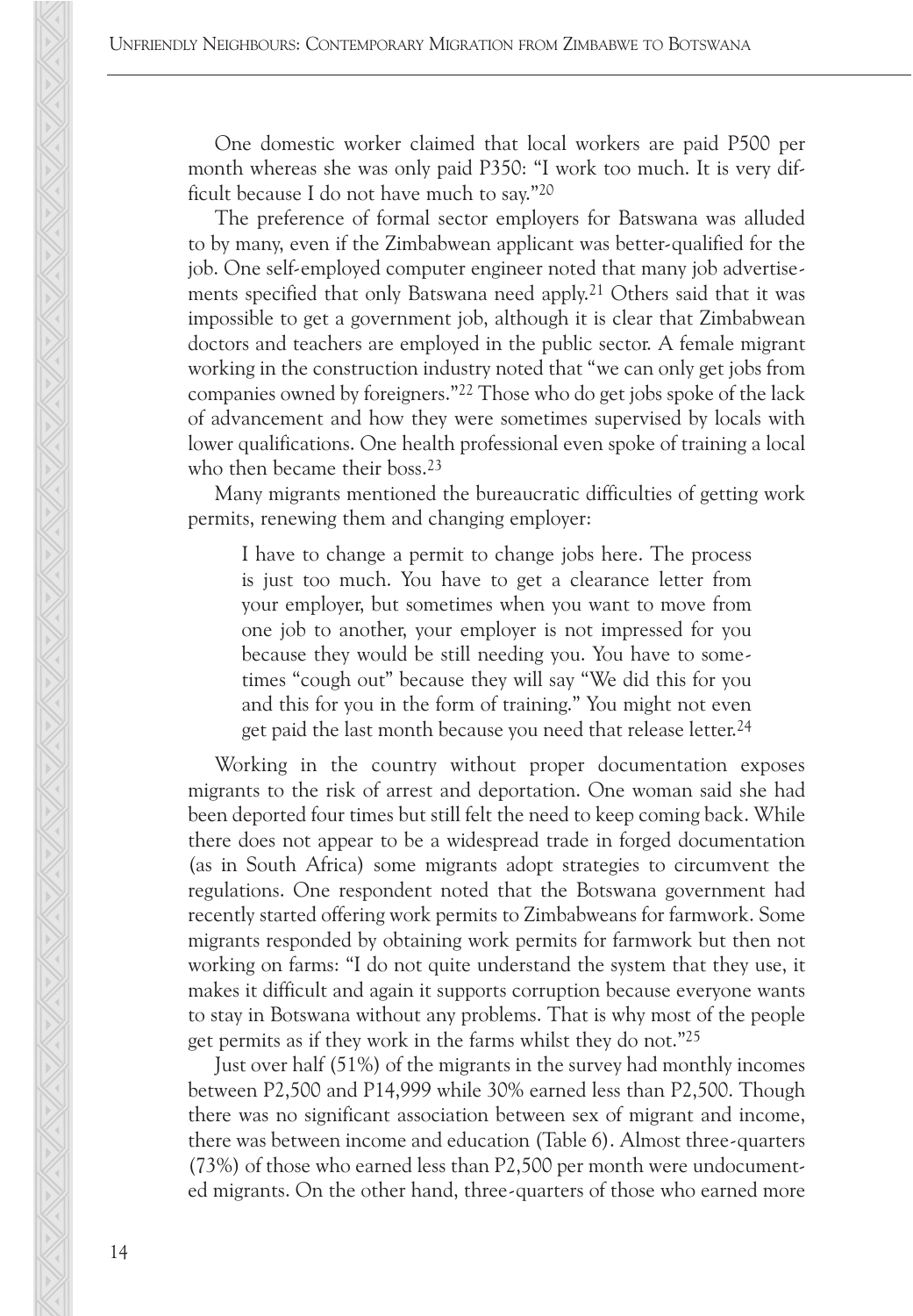One domestic worker claimed that local workers are paid P500 per month whereas she was only paid P350: "I work too much. It is very difficult because I do not have much to say."[20]

The preference of formal sector employers for Batswana was alluded to by many, even if the Zimbabwean applicant was better-qualified for the job. One self-employed computer engineer noted that many job advertisements specified that only Batswana need apply.[21] Others said that it was impossible to get a government job, although it is clear that Zimbabwean doctors and teachers are employed in the public sector. A female migrant working in the construction industry noted that "we can only get jobs from companies owned by foreigners."[22] Those who do get jobs spoke of the lack of advancement and how they were sometimes supervised by locals with lower qualifications. One health professional even spoke of training a local who then became their boss.[23]

Many migrants mentioned the bureaucratic difficulties of getting work permits, renewing them and changing employer:

> I have to change a permit to change jobs here. The process is just too much. You have to get a clearance letter from your employer, but sometimes when you want to move from one job to another, your employer is not impressed for you because they would be still needing you. You have to sometimes "cough out" because they will say "We did this for you and this for you in the form of training." You might not even get paid the last month because you need that release letter.[24]

Working in the country without proper documentation exposes migrants to the risk of arrest and deportation. One woman said she had been deported four times but still felt the need to keep coming back. While there does not appear to be a widespread trade in forged documentation (as in South Africa) some migrants adopt strategies to circumvent the regulations. One respondent noted that the Botswana government had recently started offering work permits to Zimbabweans for farmwork. Some migrants responded by obtaining work permits for farmwork but then not working on farms: "I do not quite understand the system that they use, it makes it difficult and again it supports corruption because everyone wants to stay in Botswana without any problems. That is why most of the people get permits as if they work in the farms whilst they do not."[25]

Just over half (51%) of the migrants in the survey had monthly incomes between P2,500 and P14,999 while 30% earned less than P2,500. Though there was no significant association between sex of migrant and income, there was between income and education (Table 6). Almost three-quarters (73%) of those who earned less than P2,500 per month were undocumented migrants. On the other hand, three-quarters of those who earned more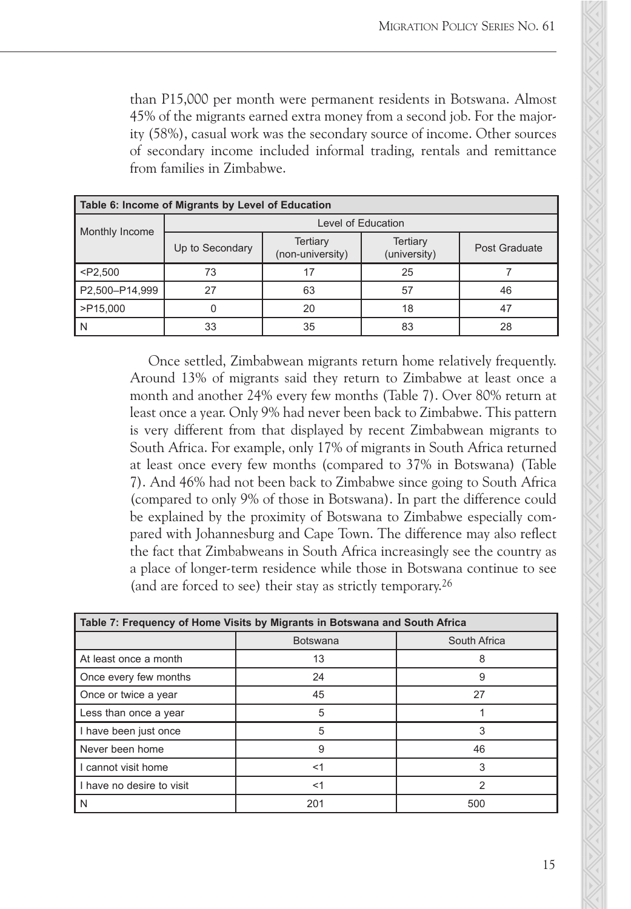than P15,000 per month were permanent residents in Botswana. Almost 45% of the migrants earned extra money from a second job. For the majority (58%), casual work was the secondary source of income. Other sources of secondary income included informal trading, rentals and remittance from families in Zimbabwe.

**Table 6: Income of Migrants by Level of Education**

| Monthly Income | Level of Education | | | |
|---|---|---|---|---|
| | Up to Secondary | Tertiary (non-university) | Tertiary (university) | Post Graduate |
| <P2,500 | 73 | 17 | 25 | 7 |
| P2,500–P14,999 | 27 | 63 | 57 | 46 |
| >P15,000 | 0 | 20 | 18 | 47 |
| N | 33 | 35 | 83 | 28 |

Once settled, Zimbabwean migrants return home relatively frequently. Around 13% of migrants said they return to Zimbabwe at least once a month and another 24% every few months (Table 7). Over 80% return at least once a year. Only 9% had never been back to Zimbabwe. This pattern is very different from that displayed by recent Zimbabwean migrants to South Africa. For example, only 17% of migrants in South Africa returned at least once every few months (compared to 37% in Botswana) (Table 7). And 46% had not been back to Zimbabwe since going to South Africa (compared to only 9% of those in Botswana). In part the difference could be explained by the proximity of Botswana to Zimbabwe especially compared with Johannesburg and Cape Town. The difference may also reflect the fact that Zimbabweans in South Africa increasingly see the country as a place of longer-term residence while those in Botswana continue to see (and are forced to see) their stay as strictly temporary.[26]

**Table 7: Frequency of Home Visits by Migrants in Botswana and South Africa**

| | Botswana | South Africa |
|---|---|---|
| At least once a month | 13 | 8 |
| Once every few months | 24 | 9 |
| Once or twice a year | 45 | 27 |
| Less than once a year | 5 | 1 |
| I have been just once | 5 | 3 |
| Never been home | 9 | 46 |
| I cannot visit home | <1 | 3 |
| I have no desire to visit | <1 | 2 |
| N | 201 | 500 |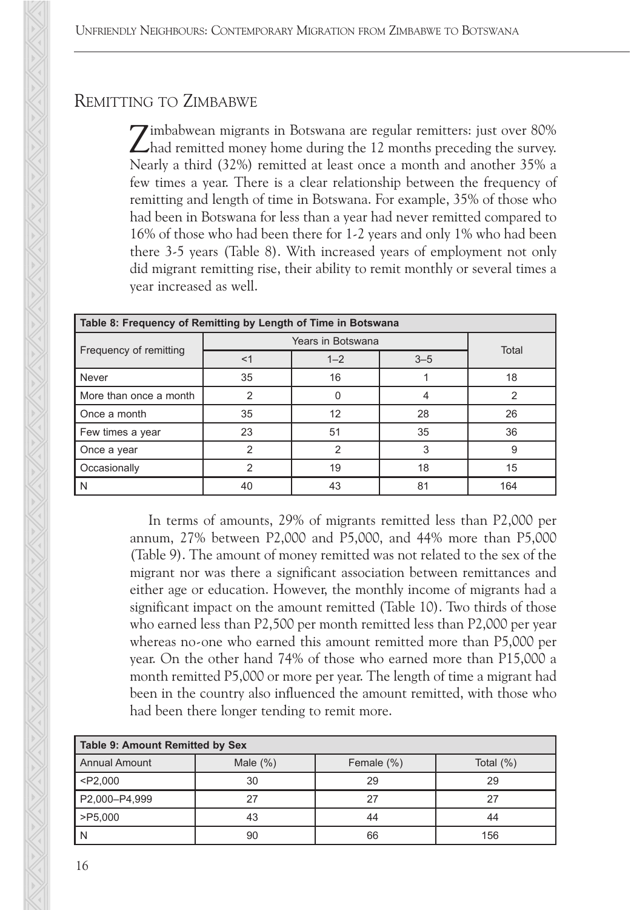## Remitting to Zimbabwe

Zimbabwean migrants in Botswana are regular remitters: just over 80% had remitted money home during the 12 months preceding the survey. Nearly a third (32%) remitted at least once a month and another 35% a few times a year. There is a clear relationship between the frequency of remitting and length of time in Botswana. For example, 35% of those who had been in Botswana for less than a year had never remitted compared to 16% of those who had been there for 1-2 years and only 1% who had been there 3-5 years (Table 8). With increased years of employment not only did migrant remitting rise, their ability to remit monthly or several times a year increased as well.

| Table 8: Frequency of Remitting by Length of Time in Botswana | | | | |
|---|---|---|---|---|
| Frequency of remitting | Years in Botswana | | | Total |
| | <1 | 1–2 | 3–5 | |
| Never | 35 | 16 | 1 | 18 |
| More than once a month | 2 | 0 | 4 | 2 |
| Once a month | 35 | 12 | 28 | 26 |
| Few times a year | 23 | 51 | 35 | 36 |
| Once a year | 2 | 2 | 3 | 9 |
| Occasionally | 2 | 19 | 18 | 15 |
| N | 40 | 43 | 81 | 164 |

In terms of amounts, 29% of migrants remitted less than P2,000 per annum, 27% between P2,000 and P5,000, and 44% more than P5,000 (Table 9). The amount of money remitted was not related to the sex of the migrant nor was there a significant association between remittances and either age or education. However, the monthly income of migrants had a significant impact on the amount remitted (Table 10). Two thirds of those who earned less than P2,500 per month remitted less than P2,000 per year whereas no-one who earned this amount remitted more than P5,000 per year. On the other hand 74% of those who earned more than P15,000 a month remitted P5,000 or more per year. The length of time a migrant had been in the country also influenced the amount remitted, with those who had been there longer tending to remit more.

| Table 9: Amount Remitted by Sex | | | |
|---|---|---|---|
| Annual Amount | Male (%) | Female (%) | Total (%) |
| <P2,000 | 30 | 29 | 29 |
| P2,000–P4,999 | 27 | 27 | 27 |
| >P5,000 | 43 | 44 | 44 |
| N | 90 | 66 | 156 |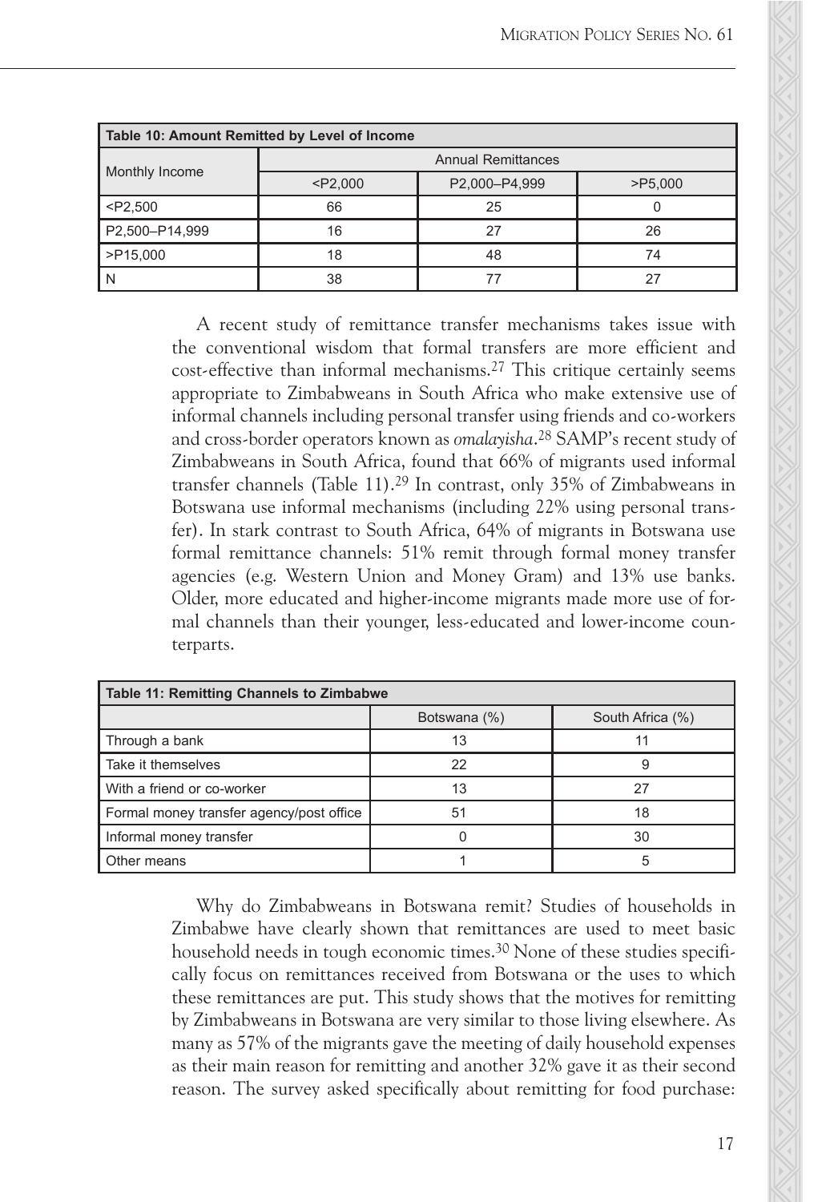| Table 10: Amount Remitted by Level of Income | | | |
|---|---|---|---|
| Monthly Income | Annual Remittances | | |
| | <P2,000 | P2,000–P4,999 | >P5,000 |
| <P2,500 | 66 | 25 | 0 |
| P2,500–P14,999 | 16 | 27 | 26 |
| >P15,000 | 18 | 48 | 74 |
| N | 38 | 77 | 27 |

A recent study of remittance transfer mechanisms takes issue with the conventional wisdom that formal transfers are more efficient and cost-effective than informal mechanisms.[27] This critique certainly seems appropriate to Zimbabweans in South Africa who make extensive use of informal channels including personal transfer using friends and co-workers and cross-border operators known as *omalayisha*.[28] SAMP's recent study of Zimbabweans in South Africa, found that 66% of migrants used informal transfer channels (Table 11).[29] In contrast, only 35% of Zimbabweans in Botswana use informal mechanisms (including 22% using personal transfer). In stark contrast to South Africa, 64% of migrants in Botswana use formal remittance channels: 51% remit through formal money transfer agencies (e.g. Western Union and Money Gram) and 13% use banks. Older, more educated and higher-income migrants made more use of formal channels than their younger, less-educated and lower-income counterparts.

| Table 11: Remitting Channels to Zimbabwe | | |
|---|---|---|
| | Botswana (%) | South Africa (%) |
| Through a bank | 13 | 11 |
| Take it themselves | 22 | 9 |
| With a friend or co-worker | 13 | 27 |
| Formal money transfer agency/post office | 51 | 18 |
| Informal money transfer | 0 | 30 |
| Other means | 1 | 5 |

Why do Zimbabweans in Botswana remit? Studies of households in Zimbabwe have clearly shown that remittances are used to meet basic household needs in tough economic times.[30] None of these studies specifically focus on remittances received from Botswana or the uses to which these remittances are put. This study shows that the motives for remitting by Zimbabweans in Botswana are very similar to those living elsewhere. As many as 57% of the migrants gave the meeting of daily household expenses as their main reason for remitting and another 32% gave it as their second reason. The survey asked specifically about remitting for food purchase: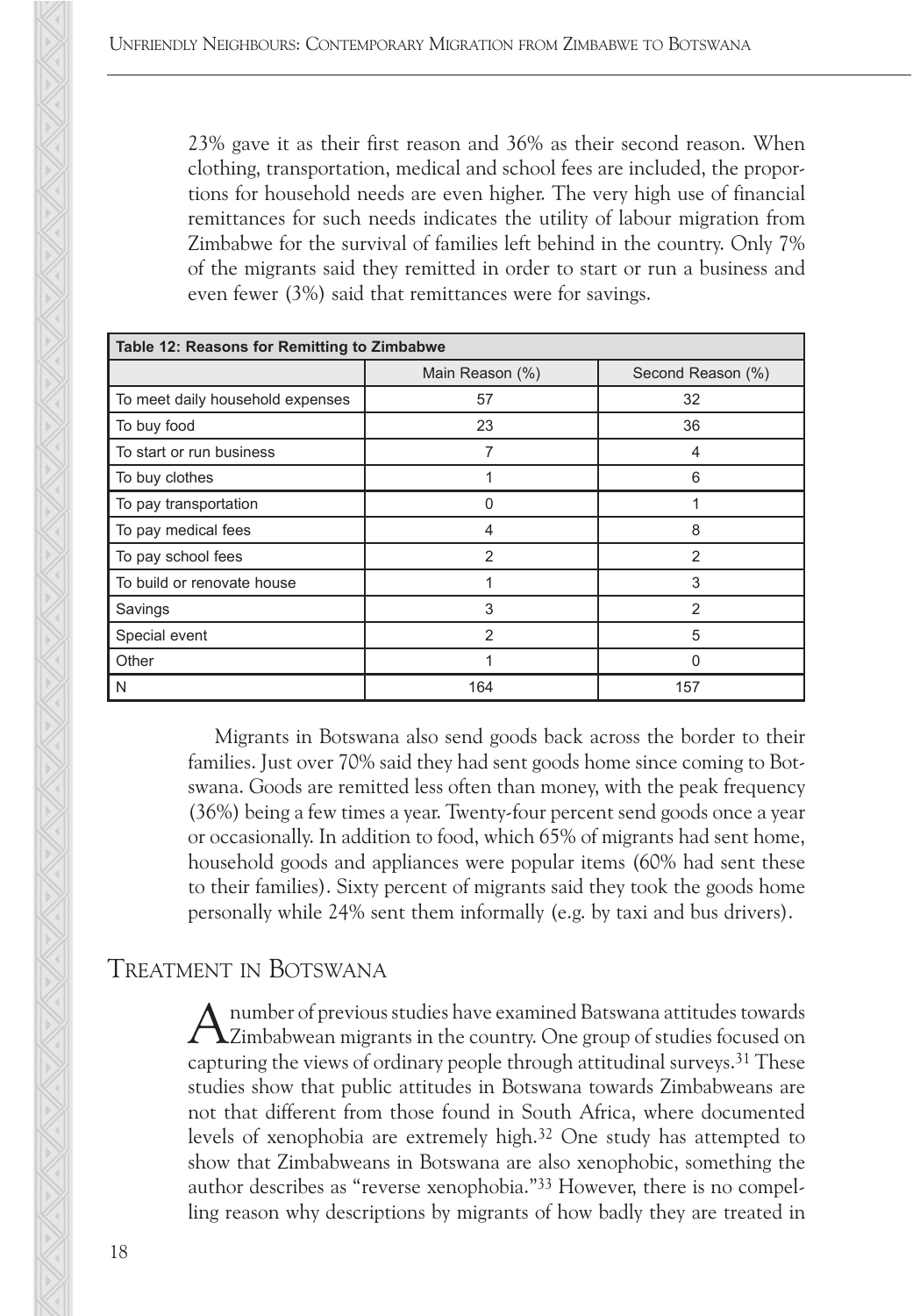23% gave it as their first reason and 36% as their second reason. When clothing, transportation, medical and school fees are included, the proportions for household needs are even higher. The very high use of financial remittances for such needs indicates the utility of labour migration from Zimbabwe for the survival of families left behind in the country. Only 7% of the migrants said they remitted in order to start or run a business and even fewer (3%) said that remittances were for savings.

**Table 12: Reasons for Remitting to Zimbabwe**

| | Main Reason (%) | Second Reason (%) |
|---|---|---|
| To meet daily household expenses | 57 | 32 |
| To buy food | 23 | 36 |
| To start or run business | 7 | 4 |
| To buy clothes | 1 | 6 |
| To pay transportation | 0 | 1 |
| To pay medical fees | 4 | 8 |
| To pay school fees | 2 | 2 |
| To build or renovate house | 1 | 3 |
| Savings | 3 | 2 |
| Special event | 2 | 5 |
| Other | 1 | 0 |
| N | 164 | 157 |

Migrants in Botswana also send goods back across the border to their families. Just over 70% said they had sent goods home since coming to Botswana. Goods are remitted less often than money, with the peak frequency (36%) being a few times a year. Twenty-four percent send goods once a year or occasionally. In addition to food, which 65% of migrants had sent home, household goods and appliances were popular items (60% had sent these to their families). Sixty percent of migrants said they took the goods home personally while 24% sent them informally (e.g. by taxi and bus drivers).

## Treatment in Botswana

A number of previous studies have examined Batswana attitudes towards Zimbabwean migrants in the country. One group of studies focused on capturing the views of ordinary people through attitudinal surveys.[31] These studies show that public attitudes in Botswana towards Zimbabweans are not that different from those found in South Africa, where documented levels of xenophobia are extremely high.[32] One study has attempted to show that Zimbabweans in Botswana are also xenophobic, something the author describes as "reverse xenophobia."[33] However, there is no compelling reason why descriptions by migrants of how badly they are treated in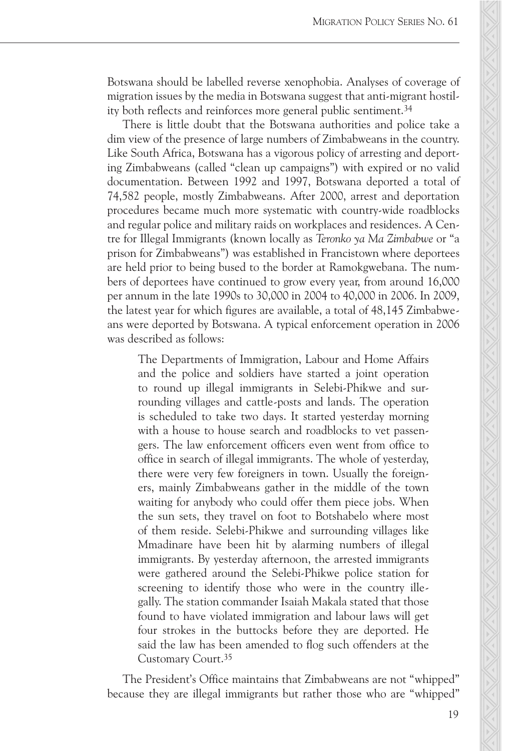Botswana should be labelled reverse xenophobia. Analyses of coverage of migration issues by the media in Botswana suggest that anti-migrant hostility both reflects and reinforces more general public sentiment.[34]

There is little doubt that the Botswana authorities and police take a dim view of the presence of large numbers of Zimbabweans in the country. Like South Africa, Botswana has a vigorous policy of arresting and deporting Zimbabweans (called "clean up campaigns") with expired or no valid documentation. Between 1992 and 1997, Botswana deported a total of 74,582 people, mostly Zimbabweans. After 2000, arrest and deportation procedures became much more systematic with country-wide roadblocks and regular police and military raids on workplaces and residences. A Centre for Illegal Immigrants (known locally as *Teronko ya Ma Zimbabwe* or "a prison for Zimbabweans") was established in Francistown where deportees are held prior to being bused to the border at Ramokgwebana. The numbers of deportees have continued to grow every year, from around 16,000 per annum in the late 1990s to 30,000 in 2004 to 40,000 in 2006. In 2009, the latest year for which figures are available, a total of 48,145 Zimbabweans were deported by Botswana. A typical enforcement operation in 2006 was described as follows:

> The Departments of Immigration, Labour and Home Affairs and the police and soldiers have started a joint operation to round up illegal immigrants in Selebi-Phikwe and surrounding villages and cattle-posts and lands. The operation is scheduled to take two days. It started yesterday morning with a house to house search and roadblocks to vet passengers. The law enforcement officers even went from office to office in search of illegal immigrants. The whole of yesterday, there were very few foreigners in town. Usually the foreigners, mainly Zimbabweans gather in the middle of the town waiting for anybody who could offer them piece jobs. When the sun sets, they travel on foot to Botshabelo where most of them reside. Selebi-Phikwe and surrounding villages like Mmadinare have been hit by alarming numbers of illegal immigrants. By yesterday afternoon, the arrested immigrants were gathered around the Selebi-Phikwe police station for screening to identify those who were in the country illegally. The station commander Isaiah Makala stated that those found to have violated immigration and labour laws will get four strokes in the buttocks before they are deported. He said the law has been amended to flog such offenders at the Customary Court.[35]

The President's Office maintains that Zimbabweans are not "whipped" because they are illegal immigrants but rather those who are "whipped"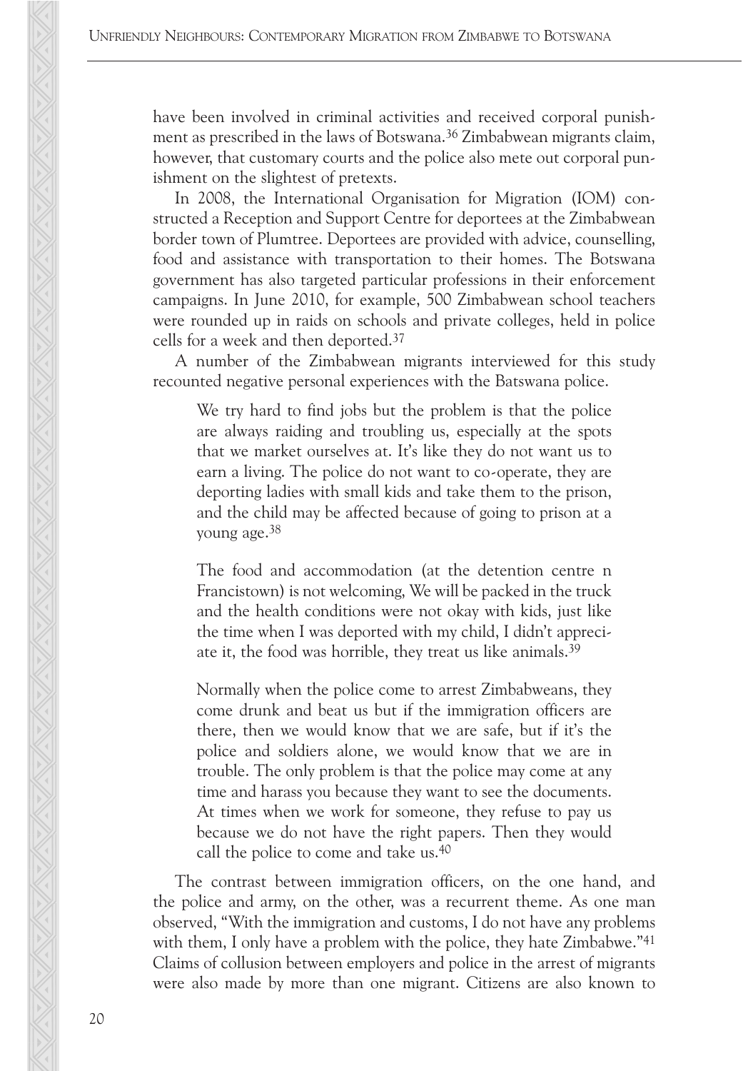have been involved in criminal activities and received corporal punishment as prescribed in the laws of Botswana.[36] Zimbabwean migrants claim, however, that customary courts and the police also mete out corporal punishment on the slightest of pretexts.

In 2008, the International Organisation for Migration (IOM) constructed a Reception and Support Centre for deportees at the Zimbabwean border town of Plumtree. Deportees are provided with advice, counselling, food and assistance with transportation to their homes. The Botswana government has also targeted particular professions in their enforcement campaigns. In June 2010, for example, 500 Zimbabwean school teachers were rounded up in raids on schools and private colleges, held in police cells for a week and then deported.[37]

A number of the Zimbabwean migrants interviewed for this study recounted negative personal experiences with the Batswana police.

> We try hard to find jobs but the problem is that the police are always raiding and troubling us, especially at the spots that we market ourselves at. It's like they do not want us to earn a living. The police do not want to co-operate, they are deporting ladies with small kids and take them to the prison, and the child may be affected because of going to prison at a young age.[38]

> The food and accommodation (at the detention centre n Francistown) is not welcoming, We will be packed in the truck and the health conditions were not okay with kids, just like the time when I was deported with my child, I didn't appreciate it, the food was horrible, they treat us like animals.[39]

> Normally when the police come to arrest Zimbabweans, they come drunk and beat us but if the immigration officers are there, then we would know that we are safe, but if it's the police and soldiers alone, we would know that we are in trouble. The only problem is that the police may come at any time and harass you because they want to see the documents. At times when we work for someone, they refuse to pay us because we do not have the right papers. Then they would call the police to come and take us.[40]

The contrast between immigration officers, on the one hand, and the police and army, on the other, was a recurrent theme. As one man observed, "With the immigration and customs, I do not have any problems with them, I only have a problem with the police, they hate Zimbabwe."[41] Claims of collusion between employers and police in the arrest of migrants were also made by more than one migrant. Citizens are also known to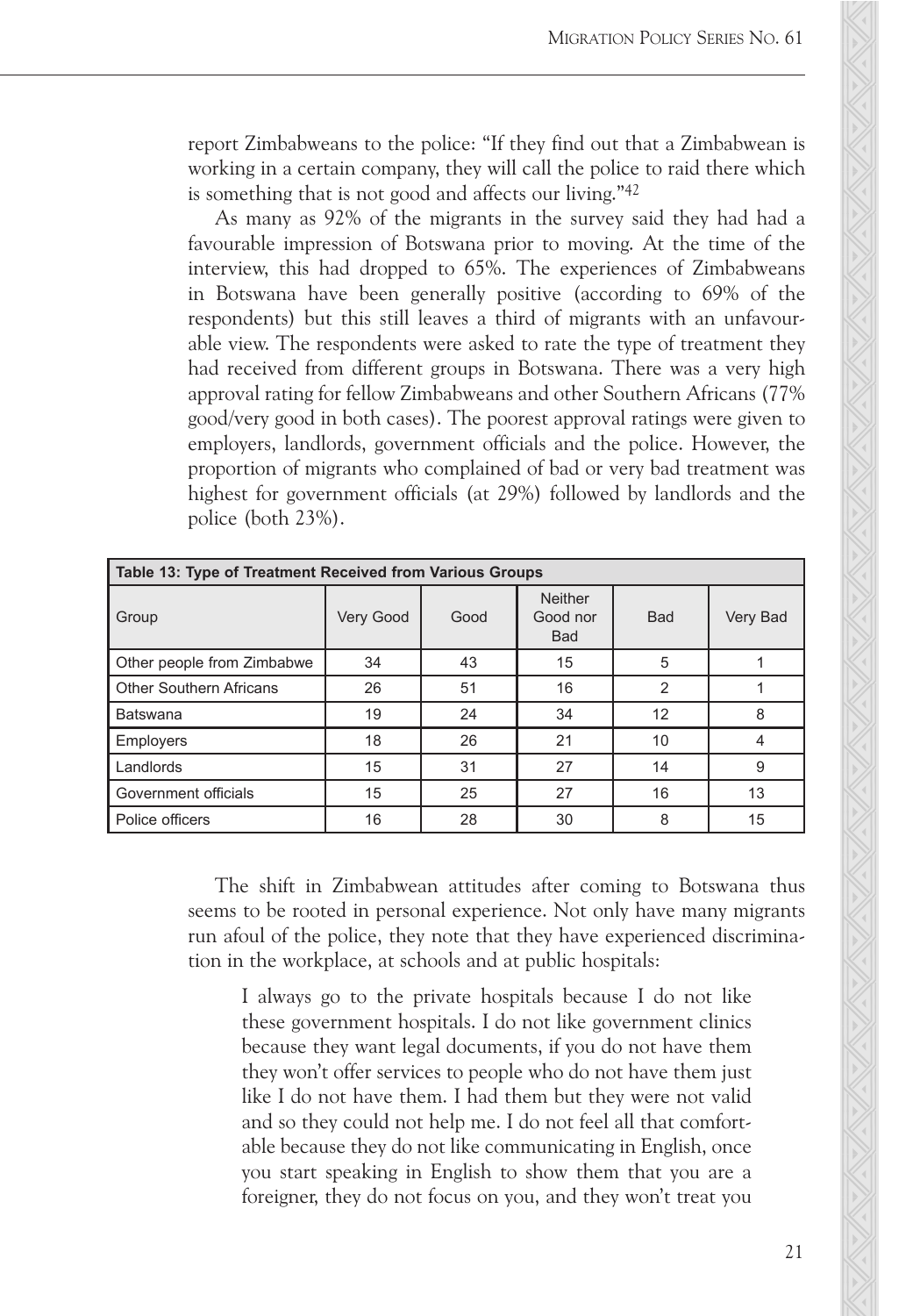report Zimbabweans to the police: "If they find out that a Zimbabwean is working in a certain company, they will call the police to raid there which is something that is not good and affects our living."[42]

As many as 92% of the migrants in the survey said they had had a favourable impression of Botswana prior to moving. At the time of the interview, this had dropped to 65%. The experiences of Zimbabweans in Botswana have been generally positive (according to 69% of the respondents) but this still leaves a third of migrants with an unfavourable view. The respondents were asked to rate the type of treatment they had received from different groups in Botswana. There was a very high approval rating for fellow Zimbabweans and other Southern Africans (77% good/very good in both cases). The poorest approval ratings were given to employers, landlords, government officials and the police. However, the proportion of migrants who complained of bad or very bad treatment was highest for government officials (at 29%) followed by landlords and the police (both 23%).

**Table 13: Type of Treatment Received from Various Groups**

| Group | Very Good | Good | Neither Good nor Bad | Bad | Very Bad |
|---|---|---|---|---|---|
| Other people from Zimbabwe | 34 | 43 | 15 | 5 | 1 |
| Other Southern Africans | 26 | 51 | 16 | 2 | 1 |
| Batswana | 19 | 24 | 34 | 12 | 8 |
| Employers | 18 | 26 | 21 | 10 | 4 |
| Landlords | 15 | 31 | 27 | 14 | 9 |
| Government officials | 15 | 25 | 27 | 16 | 13 |
| Police officers | 16 | 28 | 30 | 8 | 15 |

The shift in Zimbabwean attitudes after coming to Botswana thus seems to be rooted in personal experience. Not only have many migrants run afoul of the police, they note that they have experienced discrimination in the workplace, at schools and at public hospitals:

> I always go to the private hospitals because I do not like these government hospitals. I do not like government clinics because they want legal documents, if you do not have them they won't offer services to people who do not have them just like I do not have them. I had them but they were not valid and so they could not help me. I do not feel all that comfortable because they do not like communicating in English, once you start speaking in English to show them that you are a foreigner, they do not focus on you, and they won't treat you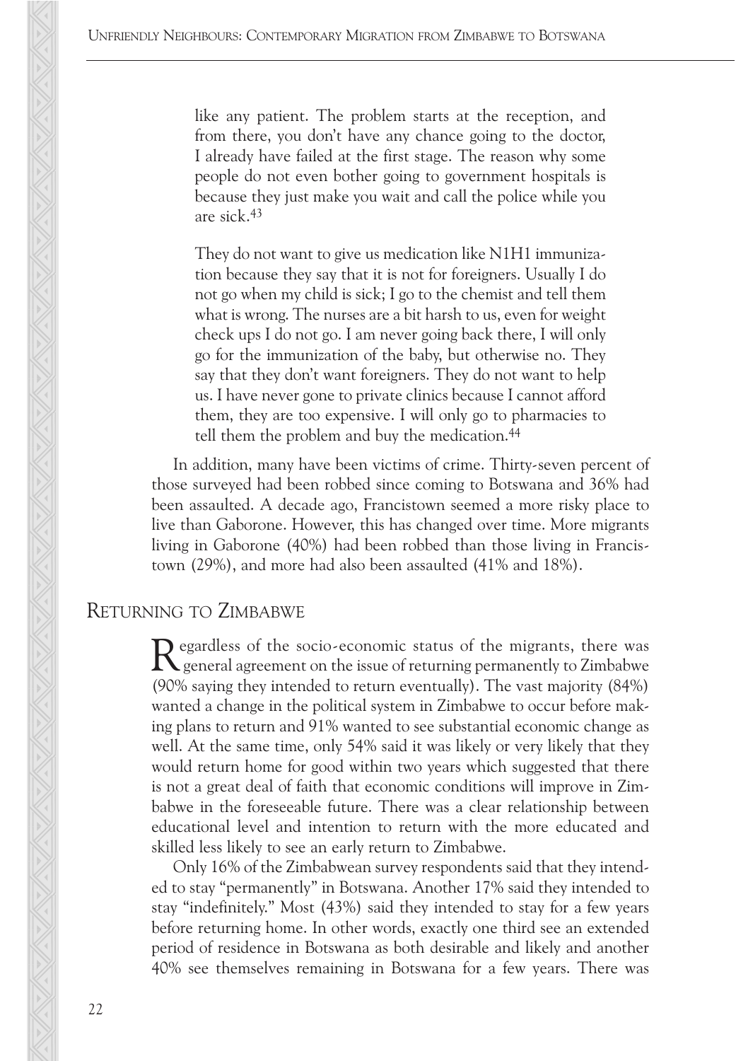like any patient. The problem starts at the reception, and from there, you don't have any chance going to the doctor, I already have failed at the first stage. The reason why some people do not even bother going to government hospitals is because they just make you wait and call the police while you are sick.[43]

They do not want to give us medication like N1H1 immunization because they say that it is not for foreigners. Usually I do not go when my child is sick; I go to the chemist and tell them what is wrong. The nurses are a bit harsh to us, even for weight check ups I do not go. I am never going back there, I will only go for the immunization of the baby, but otherwise no. They say that they don't want foreigners. They do not want to help us. I have never gone to private clinics because I cannot afford them, they are too expensive. I will only go to pharmacies to tell them the problem and buy the medication.[44]

In addition, many have been victims of crime. Thirty-seven percent of those surveyed had been robbed since coming to Botswana and 36% had been assaulted. A decade ago, Francistown seemed a more risky place to live than Gaborone. However, this has changed over time. More migrants living in Gaborone (40%) had been robbed than those living in Francistown (29%), and more had also been assaulted (41% and 18%).

## Returning to Zimbabwe

Regardless of the socio-economic status of the migrants, there was general agreement on the issue of returning permanently to Zimbabwe (90% saying they intended to return eventually). The vast majority (84%) wanted a change in the political system in Zimbabwe to occur before making plans to return and 91% wanted to see substantial economic change as well. At the same time, only 54% said it was likely or very likely that they would return home for good within two years which suggested that there is not a great deal of faith that economic conditions will improve in Zimbabwe in the foreseeable future. There was a clear relationship between educational level and intention to return with the more educated and skilled less likely to see an early return to Zimbabwe.

Only 16% of the Zimbabwean survey respondents said that they intended to stay "permanently" in Botswana. Another 17% said they intended to stay "indefinitely." Most (43%) said they intended to stay for a few years before returning home. In other words, exactly one third see an extended period of residence in Botswana as both desirable and likely and another 40% see themselves remaining in Botswana for a few years. There was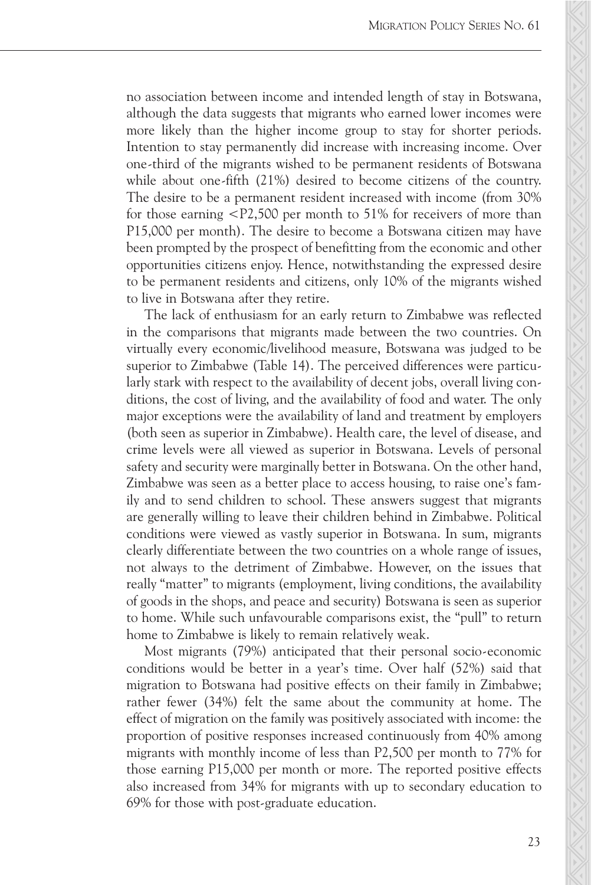no association between income and intended length of stay in Botswana, although the data suggests that migrants who earned lower incomes were more likely than the higher income group to stay for shorter periods. Intention to stay permanently did increase with increasing income. Over one-third of the migrants wished to be permanent residents of Botswana while about one-fifth (21%) desired to become citizens of the country. The desire to be a permanent resident increased with income (from 30% for those earning <P2,500 per month to 51% for receivers of more than P15,000 per month). The desire to become a Botswana citizen may have been prompted by the prospect of benefitting from the economic and other opportunities citizens enjoy. Hence, notwithstanding the expressed desire to be permanent residents and citizens, only 10% of the migrants wished to live in Botswana after they retire.

The lack of enthusiasm for an early return to Zimbabwe was reflected in the comparisons that migrants made between the two countries. On virtually every economic/livelihood measure, Botswana was judged to be superior to Zimbabwe (Table 14). The perceived differences were particularly stark with respect to the availability of decent jobs, overall living conditions, the cost of living, and the availability of food and water. The only major exceptions were the availability of land and treatment by employers (both seen as superior in Zimbabwe). Health care, the level of disease, and crime levels were all viewed as superior in Botswana. Levels of personal safety and security were marginally better in Botswana. On the other hand, Zimbabwe was seen as a better place to access housing, to raise one's family and to send children to school. These answers suggest that migrants are generally willing to leave their children behind in Zimbabwe. Political conditions were viewed as vastly superior in Botswana. In sum, migrants clearly differentiate between the two countries on a whole range of issues, not always to the detriment of Zimbabwe. However, on the issues that really "matter" to migrants (employment, living conditions, the availability of goods in the shops, and peace and security) Botswana is seen as superior to home. While such unfavourable comparisons exist, the "pull" to return home to Zimbabwe is likely to remain relatively weak.

Most migrants (79%) anticipated that their personal socio-economic conditions would be better in a year's time. Over half (52%) said that migration to Botswana had positive effects on their family in Zimbabwe; rather fewer (34%) felt the same about the community at home. The effect of migration on the family was positively associated with income: the proportion of positive responses increased continuously from 40% among migrants with monthly income of less than P2,500 per month to 77% for those earning P15,000 per month or more. The reported positive effects also increased from 34% for migrants with up to secondary education to 69% for those with post-graduate education.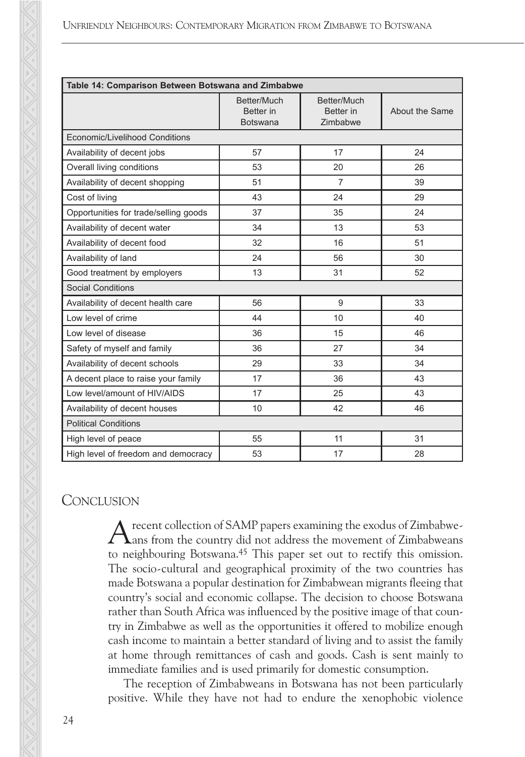| Table 14: Comparison Between Botswana and Zimbabwe | | | |
|---|---|---|---|
| | Better/Much Better in Botswana | Better/Much Better in Zimbabwe | About the Same |
| Economic/Livelihood Conditions | | | |
| Availability of decent jobs | 57 | 17 | 24 |
| Overall living conditions | 53 | 20 | 26 |
| Availability of decent shopping | 51 | 7 | 39 |
| Cost of living | 43 | 24 | 29 |
| Opportunities for trade/selling goods | 37 | 35 | 24 |
| Availability of decent water | 34 | 13 | 53 |
| Availability of decent food | 32 | 16 | 51 |
| Availability of land | 24 | 56 | 30 |
| Good treatment by employers | 13 | 31 | 52 |
| Social Conditions | | | |
| Availability of decent health care | 56 | 9 | 33 |
| Low level of crime | 44 | 10 | 40 |
| Low level of disease | 36 | 15 | 46 |
| Safety of myself and family | 36 | 27 | 34 |
| Availability of decent schools | 29 | 33 | 34 |
| A decent place to raise your family | 17 | 36 | 43 |
| Low level/amount of HIV/AIDS | 17 | 25 | 43 |
| Availability of decent houses | 10 | 42 | 46 |
| Political Conditions | | | |
| High level of peace | 55 | 11 | 31 |
| High level of freedom and democracy | 53 | 17 | 28 |

## Conclusion

A recent collection of SAMP papers examining the exodus of Zimbabweans from the country did not address the movement of Zimbabweans to neighbouring Botswana.[45] This paper set out to rectify this omission. The socio-cultural and geographical proximity of the two countries has made Botswana a popular destination for Zimbabwean migrants fleeing that country's social and economic collapse. The decision to choose Botswana rather than South Africa was influenced by the positive image of that country in Zimbabwe as well as the opportunities it offered to mobilize enough cash income to maintain a better standard of living and to assist the family at home through remittances of cash and goods. Cash is sent mainly to immediate families and is used primarily for domestic consumption.

The reception of Zimbabweans in Botswana has not been particularly positive. While they have not had to endure the xenophobic violence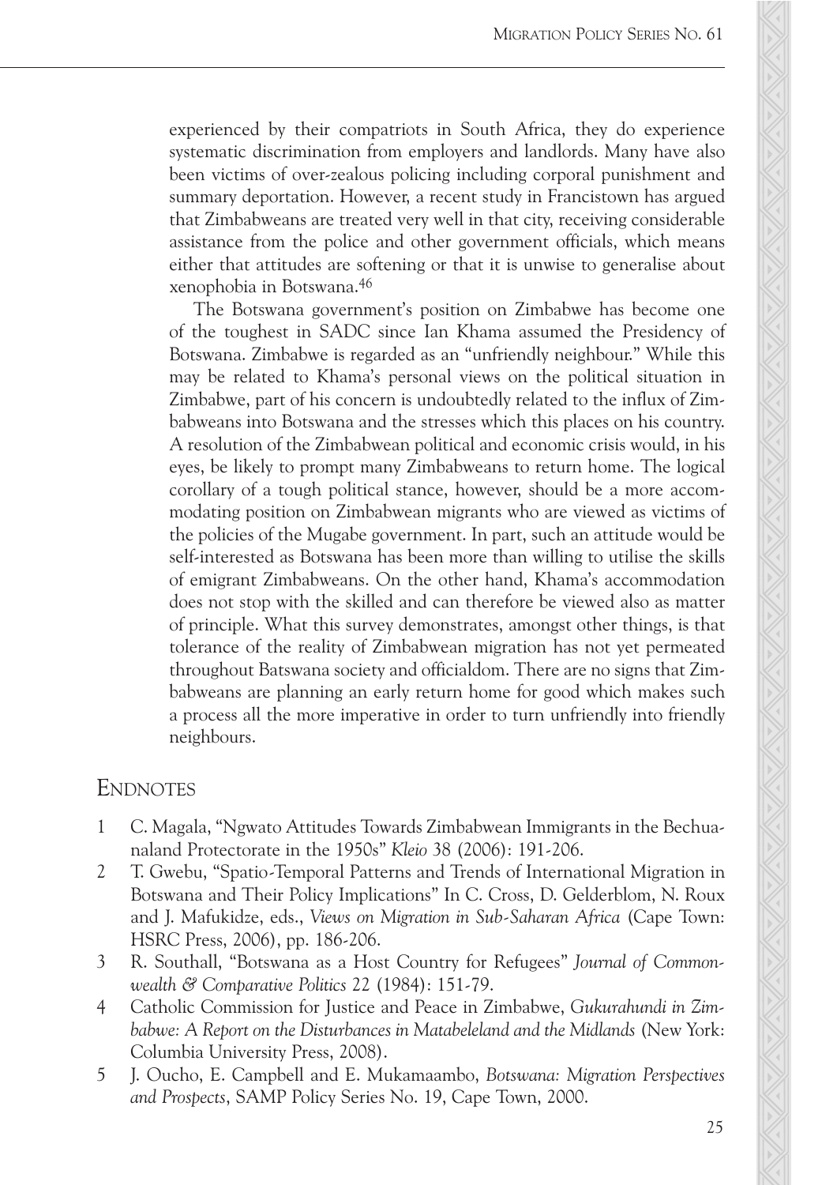experienced by their compatriots in South Africa, they do experience systematic discrimination from employers and landlords. Many have also been victims of over-zealous policing including corporal punishment and summary deportation. However, a recent study in Francistown has argued that Zimbabweans are treated very well in that city, receiving considerable assistance from the police and other government officials, which means either that attitudes are softening or that it is unwise to generalise about xenophobia in Botswana.[46]

The Botswana government's position on Zimbabwe has become one of the toughest in SADC since Ian Khama assumed the Presidency of Botswana. Zimbabwe is regarded as an "unfriendly neighbour." While this may be related to Khama's personal views on the political situation in Zimbabwe, part of his concern is undoubtedly related to the influx of Zimbabweans into Botswana and the stresses which this places on his country. A resolution of the Zimbabwean political and economic crisis would, in his eyes, be likely to prompt many Zimbabweans to return home. The logical corollary of a tough political stance, however, should be a more accommodating position on Zimbabwean migrants who are viewed as victims of the policies of the Mugabe government. In part, such an attitude would be self-interested as Botswana has been more than willing to utilise the skills of emigrant Zimbabweans. On the other hand, Khama's accommodation does not stop with the skilled and can therefore be viewed also as matter of principle. What this survey demonstrates, amongst other things, is that tolerance of the reality of Zimbabwean migration has not yet permeated throughout Batswana society and officialdom. There are no signs that Zimbabweans are planning an early return home for good which makes such a process all the more imperative in order to turn unfriendly into friendly neighbours.

## Endnotes

1. C. Magala, "Ngwato Attitudes Towards Zimbabwean Immigrants in the Bechuanaland Protectorate in the 1950s" *Kleio* 38 (2006): 191-206.
2. T. Gwebu, "Spatio-Temporal Patterns and Trends of International Migration in Botswana and Their Policy Implications" In C. Cross, D. Gelderblom, N. Roux and J. Mafukidze, eds., *Views on Migration in Sub-Saharan Africa* (Cape Town: HSRC Press, 2006), pp. 186-206.
3. R. Southall, "Botswana as a Host Country for Refugees" *Journal of Commonwealth & Comparative Politics* 22 (1984): 151-79.
4. Catholic Commission for Justice and Peace in Zimbabwe, *Gukurahundi in Zimbabwe: A Report on the Disturbances in Matabeleland and the Midlands* (New York: Columbia University Press, 2008).
5. J. Oucho, E. Campbell and E. Mukamaambo, *Botswana: Migration Perspectives and Prospects*, SAMP Policy Series No. 19, Cape Town, 2000.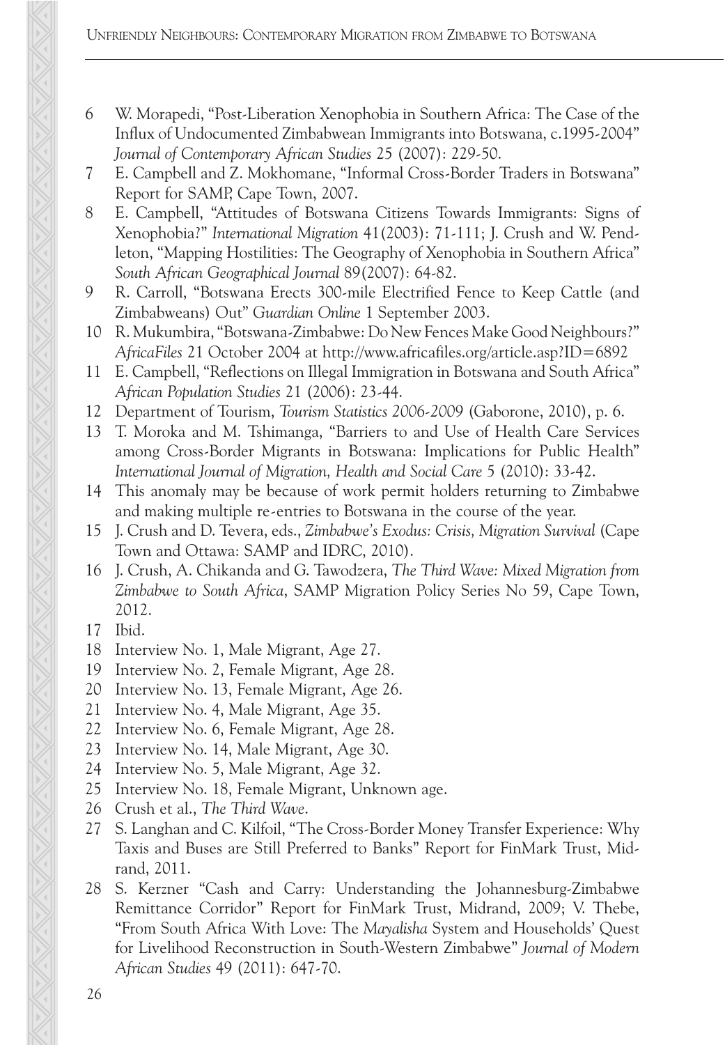6 W. Morapedi, "Post-Liberation Xenophobia in Southern Africa: The Case of the Influx of Undocumented Zimbabwean Immigrants into Botswana, c.1995-2004" *Journal of Contemporary African Studies* 25 (2007): 229-50.

7 E. Campbell and Z. Mokhomane, "Informal Cross-Border Traders in Botswana" Report for SAMP, Cape Town, 2007.

8 E. Campbell, "Attitudes of Botswana Citizens Towards Immigrants: Signs of Xenophobia?" *International Migration* 41(2003): 71-111; J. Crush and W. Pendleton, "Mapping Hostilities: The Geography of Xenophobia in Southern Africa" *South African Geographical Journal* 89(2007): 64-82.

9 R. Carroll, "Botswana Erects 300-mile Electrified Fence to Keep Cattle (and Zimbabweans) Out" *Guardian Online* 1 September 2003.

10 R. Mukumbira, "Botswana-Zimbabwe: Do New Fences Make Good Neighbours?" *AfricaFiles* 21 October 2004 at http://www.africafiles.org/article.asp?ID=6892

11 E. Campbell, "Reflections on Illegal Immigration in Botswana and South Africa" *African Population Studies* 21 (2006): 23-44.

12 Department of Tourism, *Tourism Statistics 2006-2009* (Gaborone, 2010), p. 6.

13 T. Moroka and M. Tshimanga, "Barriers to and Use of Health Care Services among Cross-Border Migrants in Botswana: Implications for Public Health" *International Journal of Migration, Health and Social Care* 5 (2010): 33-42.

14 This anomaly may be because of work permit holders returning to Zimbabwe and making multiple re-entries to Botswana in the course of the year.

15 J. Crush and D. Tevera, eds., *Zimbabwe's Exodus: Crisis, Migration Survival* (Cape Town and Ottawa: SAMP and IDRC, 2010).

16 J. Crush, A. Chikanda and G. Tawodzera, *The Third Wave: Mixed Migration from Zimbabwe to South Africa*, SAMP Migration Policy Series No 59, Cape Town, 2012.

17 Ibid.

18 Interview No. 1, Male Migrant, Age 27.

19 Interview No. 2, Female Migrant, Age 28.

20 Interview No. 13, Female Migrant, Age 26.

21 Interview No. 4, Male Migrant, Age 35.

22 Interview No. 6, Female Migrant, Age 28.

23 Interview No. 14, Male Migrant, Age 30.

24 Interview No. 5, Male Migrant, Age 32.

25 Interview No. 18, Female Migrant, Unknown age.

26 Crush et al., *The Third Wave*.

27 S. Langhan and C. Kilfoil, "The Cross-Border Money Transfer Experience: Why Taxis and Buses are Still Preferred to Banks" Report for FinMark Trust, Midrand, 2011.

28 S. Kerzner "Cash and Carry: Understanding the Johannesburg-Zimbabwe Remittance Corridor" Report for FinMark Trust, Midrand, 2009; V. Thebe, "From South Africa With Love: The *Mayalisha* System and Households' Quest for Livelihood Reconstruction in South-Western Zimbabwe" *Journal of Modern African Studies* 49 (2011): 647-70.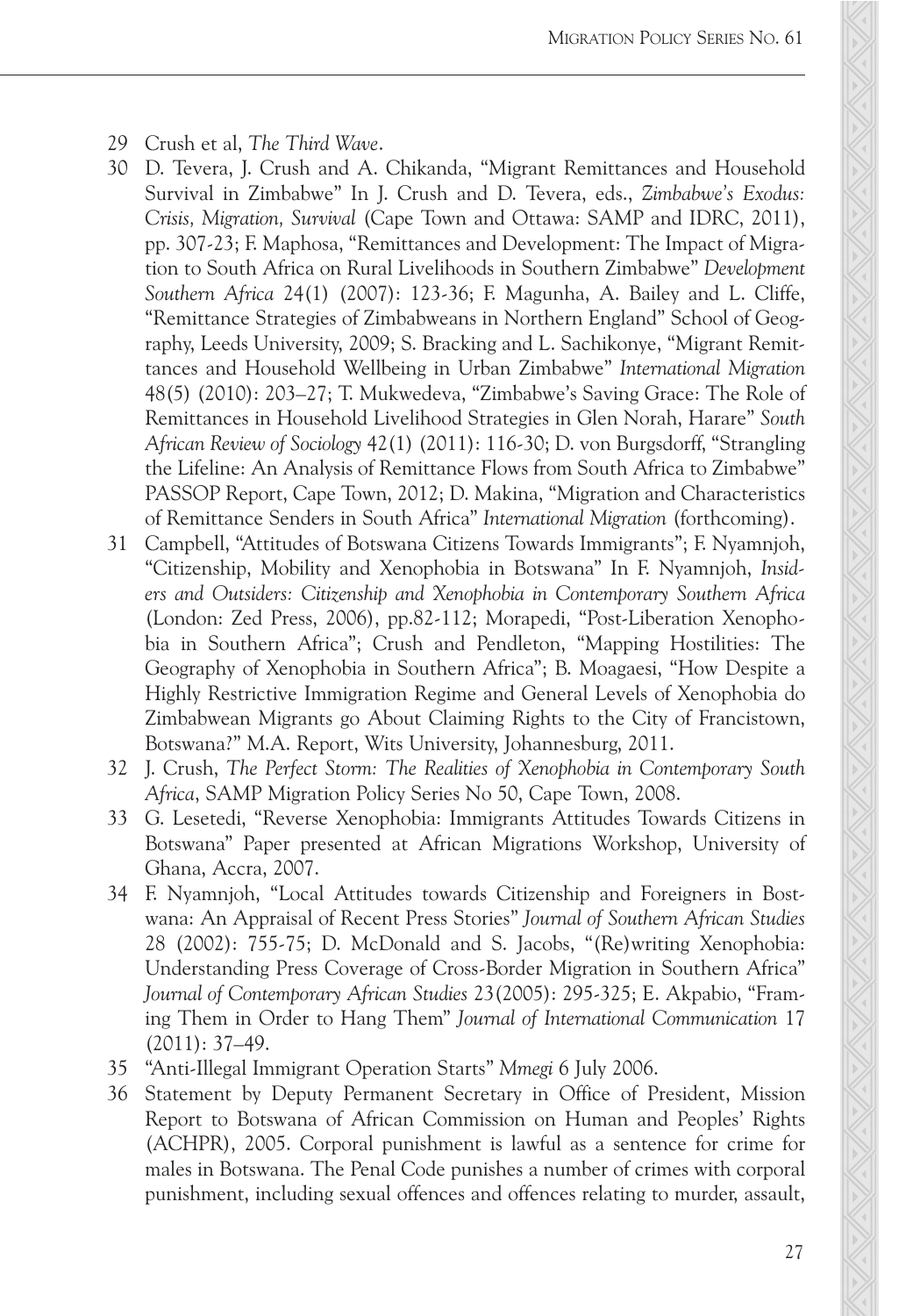29 Crush et al, *The Third Wave*.

30 D. Tevera, J. Crush and A. Chikanda, "Migrant Remittances and Household Survival in Zimbabwe" In J. Crush and D. Tevera, eds., *Zimbabwe's Exodus: Crisis, Migration, Survival* (Cape Town and Ottawa: SAMP and IDRC, 2011), pp. 307-23; F. Maphosa, "Remittances and Development: The Impact of Migration to South Africa on Rural Livelihoods in Southern Zimbabwe" *Development Southern Africa* 24(1) (2007): 123-36; F. Magunha, A. Bailey and L. Cliffe, "Remittance Strategies of Zimbabweans in Northern England" School of Geography, Leeds University, 2009; S. Bracking and L. Sachikonye, "Migrant Remittances and Household Wellbeing in Urban Zimbabwe" *International Migration* 48(5) (2010): 203–27; T. Mukwedeva, "Zimbabwe's Saving Grace: The Role of Remittances in Household Livelihood Strategies in Glen Norah, Harare" *South African Review of Sociology* 42(1) (2011): 116-30; D. von Burgsdorff, "Strangling the Lifeline: An Analysis of Remittance Flows from South Africa to Zimbabwe" PASSOP Report, Cape Town, 2012; D. Makina, "Migration and Characteristics of Remittance Senders in South Africa" *International Migration* (forthcoming).

31 Campbell, "Attitudes of Botswana Citizens Towards Immigrants"; F. Nyamnjoh, "Citizenship, Mobility and Xenophobia in Botswana" In F. Nyamnjoh, *Insiders and Outsiders: Citizenship and Xenophobia in Contemporary Southern Africa* (London: Zed Press, 2006), pp.82-112; Morapedi, "Post-Liberation Xenophobia in Southern Africa"; Crush and Pendleton, "Mapping Hostilities: The Geography of Xenophobia in Southern Africa"; B. Moagaesi, "How Despite a Highly Restrictive Immigration Regime and General Levels of Xenophobia do Zimbabwean Migrants go About Claiming Rights to the City of Francistown, Botswana?" M.A. Report, Wits University, Johannesburg, 2011.

32 J. Crush, *The Perfect Storm: The Realities of Xenophobia in Contemporary South Africa*, SAMP Migration Policy Series No 50, Cape Town, 2008.

33 G. Lesetedi, "Reverse Xenophobia: Immigrants Attitudes Towards Citizens in Botswana" Paper presented at African Migrations Workshop, University of Ghana, Accra, 2007.

34 F. Nyamnjoh, "Local Attitudes towards Citizenship and Foreigners in Bostwana: An Appraisal of Recent Press Stories" *Journal of Southern African Studies* 28 (2002): 755-75; D. McDonald and S. Jacobs, "(Re)writing Xenophobia: Understanding Press Coverage of Cross-Border Migration in Southern Africa" *Journal of Contemporary African Studies* 23(2005): 295-325; E. Akpabio, "Framing Them in Order to Hang Them" *Journal of International Communication* 17 (2011): 37–49.

35 "Anti-Illegal Immigrant Operation Starts" *Mmegi* 6 July 2006.

36 Statement by Deputy Permanent Secretary in Office of President, Mission Report to Botswana of African Commission on Human and Peoples' Rights (ACHPR), 2005. Corporal punishment is lawful as a sentence for crime for males in Botswana. The Penal Code punishes a number of crimes with corporal punishment, including sexual offences and offences relating to murder, assault,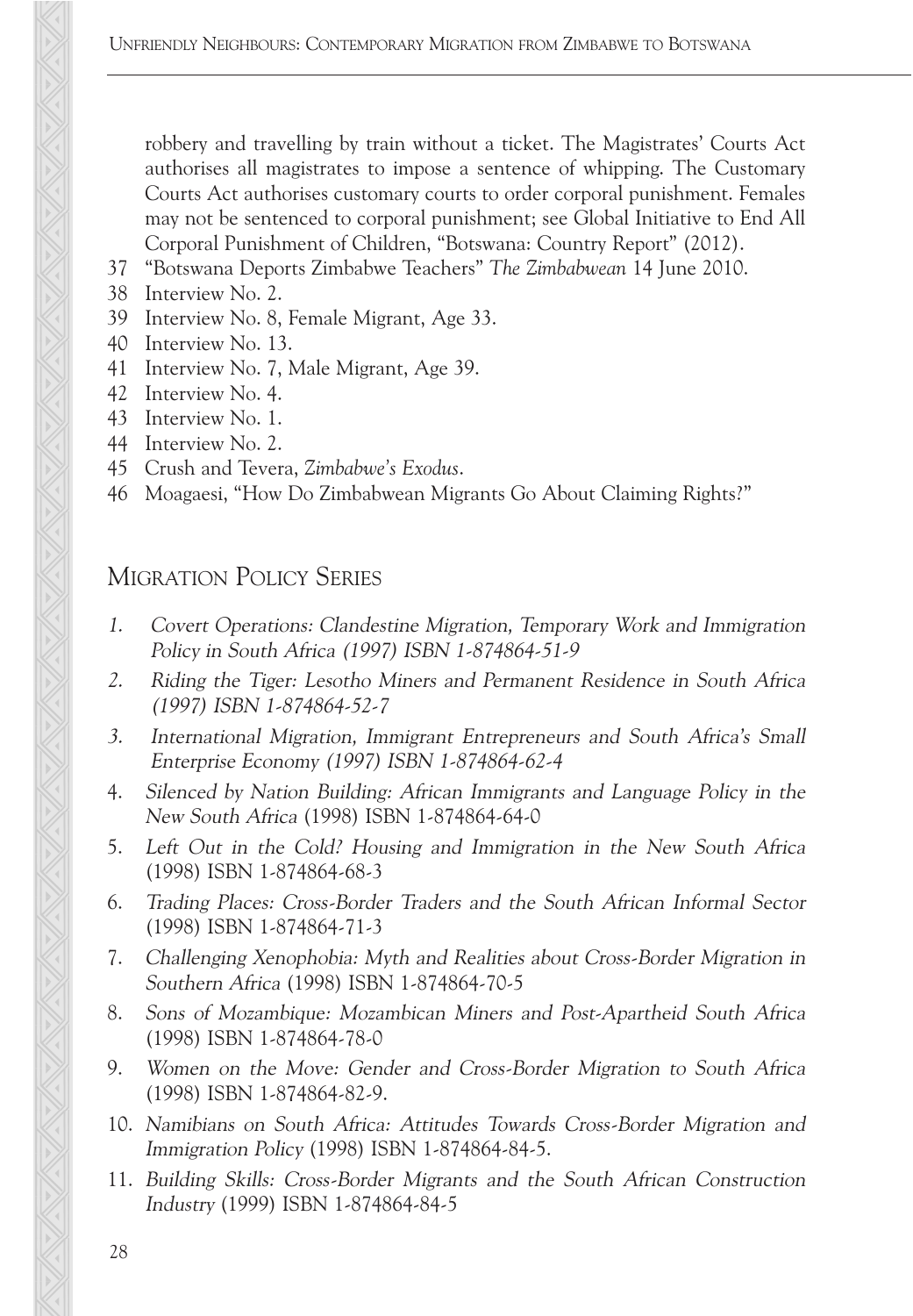robbery and travelling by train without a ticket. The Magistrates' Courts Act authorises all magistrates to impose a sentence of whipping. The Customary Courts Act authorises customary courts to order corporal punishment. Females may not be sentenced to corporal punishment; see Global Initiative to End All Corporal Punishment of Children, "Botswana: Country Report" (2012).

37 "Botswana Deports Zimbabwe Teachers" *The Zimbabwean* 14 June 2010.
38 Interview No. 2.
39 Interview No. 8, Female Migrant, Age 33.
40 Interview No. 13.
41 Interview No. 7, Male Migrant, Age 39.
42 Interview No. 4.
43 Interview No. 1.
44 Interview No. 2.
45 Crush and Tevera, *Zimbabwe's Exodus*.
46 Moagaesi, "How Do Zimbabwean Migrants Go About Claiming Rights?"

## Migration Policy Series

1. *Covert Operations: Clandestine Migration, Temporary Work and Immigration Policy in South Africa (1997) ISBN 1-874864-51-9*
2. *Riding the Tiger: Lesotho Miners and Permanent Residence in South Africa (1997) ISBN 1-874864-52-7*
3. *International Migration, Immigrant Entrepreneurs and South Africa's Small Enterprise Economy (1997) ISBN 1-874864-62-4*
4. *Silenced by Nation Building: African Immigrants and Language Policy in the New South Africa* (1998) ISBN 1-874864-64-0
5. *Left Out in the Cold? Housing and Immigration in the New South Africa* (1998) ISBN 1-874864-68-3
6. *Trading Places: Cross-Border Traders and the South African Informal Sector* (1998) ISBN 1-874864-71-3
7. *Challenging Xenophobia: Myth and Realities about Cross-Border Migration in Southern Africa* (1998) ISBN 1-874864-70-5
8. *Sons of Mozambique: Mozambican Miners and Post-Apartheid South Africa* (1998) ISBN 1-874864-78-0
9. *Women on the Move: Gender and Cross-Border Migration to South Africa* (1998) ISBN 1-874864-82-9.
10. *Namibians on South Africa: Attitudes Towards Cross-Border Migration and Immigration Policy* (1998) ISBN 1-874864-84-5.
11. *Building Skills: Cross-Border Migrants and the South African Construction Industry* (1999) ISBN 1-874864-84-5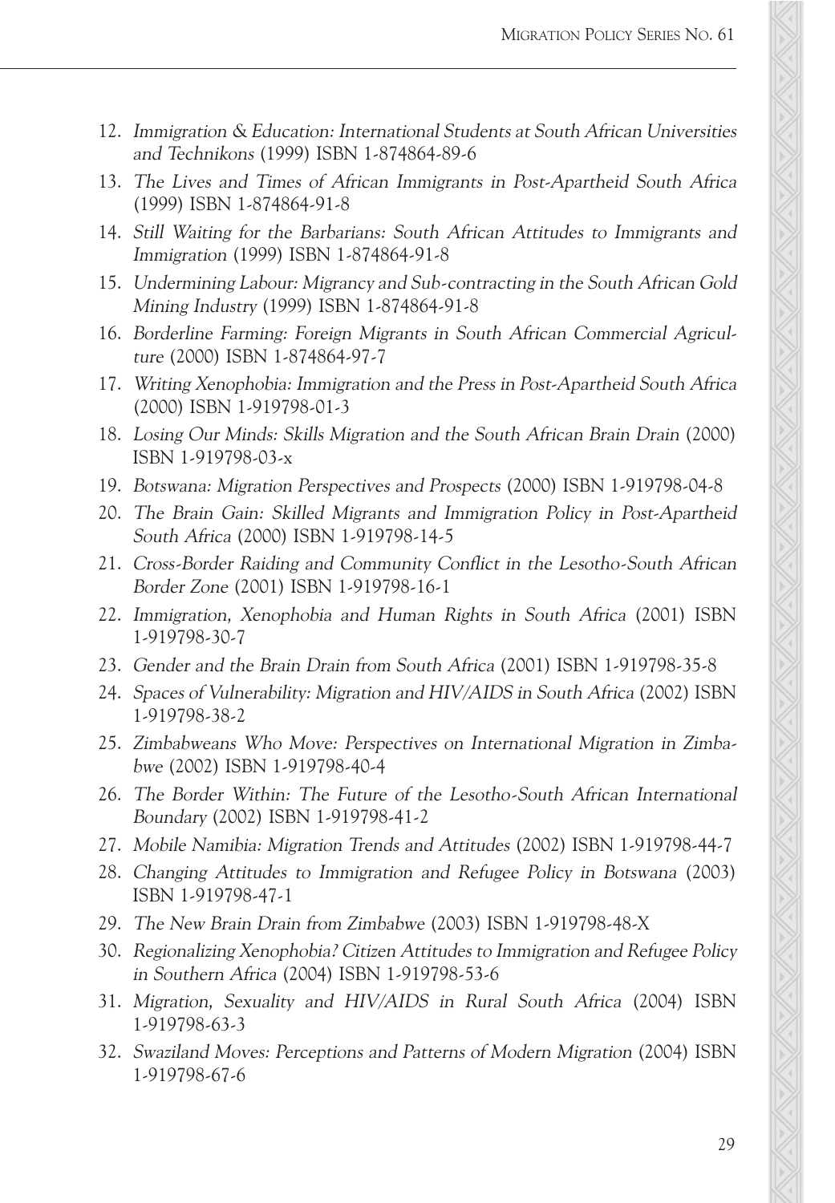12. *Immigration & Education: International Students at South African Universities and Technikons* (1999) ISBN 1-874864-89-6
13. *The Lives and Times of African Immigrants in Post-Apartheid South Africa* (1999) ISBN 1-874864-91-8
14. *Still Waiting for the Barbarians: South African Attitudes to Immigrants and Immigration* (1999) ISBN 1-874864-91-8
15. *Undermining Labour: Migrancy and Sub-contracting in the South African Gold Mining Industry* (1999) ISBN 1-874864-91-8
16. *Borderline Farming: Foreign Migrants in South African Commercial Agriculture* (2000) ISBN 1-874864-97-7
17. *Writing Xenophobia: Immigration and the Press in Post-Apartheid South Africa* (2000) ISBN 1-919798-01-3
18. *Losing Our Minds: Skills Migration and the South African Brain Drain* (2000) ISBN 1-919798-03-x
19. *Botswana: Migration Perspectives and Prospects* (2000) ISBN 1-919798-04-8
20. *The Brain Gain: Skilled Migrants and Immigration Policy in Post-Apartheid South Africa* (2000) ISBN 1-919798-14-5
21. *Cross-Border Raiding and Community Conflict in the Lesotho-South African Border Zone* (2001) ISBN 1-919798-16-1
22. *Immigration, Xenophobia and Human Rights in South Africa* (2001) ISBN 1-919798-30-7
23. *Gender and the Brain Drain from South Africa* (2001) ISBN 1-919798-35-8
24. *Spaces of Vulnerability: Migration and HIV/AIDS in South Africa* (2002) ISBN 1-919798-38-2
25. *Zimbabweans Who Move: Perspectives on International Migration in Zimbabwe* (2002) ISBN 1-919798-40-4
26. *The Border Within: The Future of the Lesotho-South African International Boundary* (2002) ISBN 1-919798-41-2
27. *Mobile Namibia: Migration Trends and Attitudes* (2002) ISBN 1-919798-44-7
28. *Changing Attitudes to Immigration and Refugee Policy in Botswana* (2003) ISBN 1-919798-47-1
29. *The New Brain Drain from Zimbabwe* (2003) ISBN 1-919798-48-X
30. *Regionalizing Xenophobia? Citizen Attitudes to Immigration and Refugee Policy in Southern Africa* (2004) ISBN 1-919798-53-6
31. *Migration, Sexuality and HIV/AIDS in Rural South Africa* (2004) ISBN 1-919798-63-3
32. *Swaziland Moves: Perceptions and Patterns of Modern Migration* (2004) ISBN 1-919798-67-6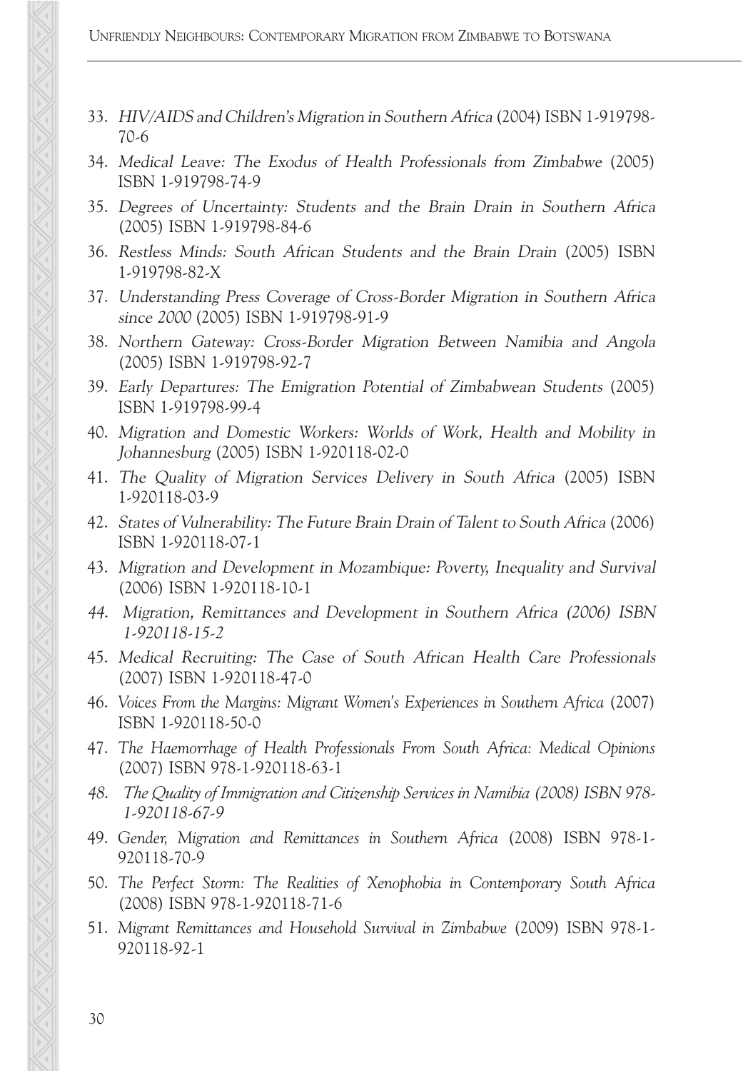33. *HIV/AIDS and Children's Migration in Southern Africa* (2004) ISBN 1-919798-70-6
34. *Medical Leave: The Exodus of Health Professionals from Zimbabwe* (2005) ISBN 1-919798-74-9
35. *Degrees of Uncertainty: Students and the Brain Drain in Southern Africa* (2005) ISBN 1-919798-84-6
36. *Restless Minds: South African Students and the Brain Drain* (2005) ISBN 1-919798-82-X
37. *Understanding Press Coverage of Cross-Border Migration in Southern Africa since 2000* (2005) ISBN 1-919798-91-9
38. *Northern Gateway: Cross-Border Migration Between Namibia and Angola* (2005) ISBN 1-919798-92-7
39. *Early Departures: The Emigration Potential of Zimbabwean Students* (2005) ISBN 1-919798-99-4
40. *Migration and Domestic Workers: Worlds of Work, Health and Mobility in Johannesburg* (2005) ISBN 1-920118-02-0
41. *The Quality of Migration Services Delivery in South Africa* (2005) ISBN 1-920118-03-9
42. *States of Vulnerability: The Future Brain Drain of Talent to South Africa* (2006) ISBN 1-920118-07-1
43. *Migration and Development in Mozambique: Poverty, Inequality and Survival* (2006) ISBN 1-920118-10-1
44. *Migration, Remittances and Development in Southern Africa (2006) ISBN 1-920118-15-2*
45. *Medical Recruiting: The Case of South African Health Care Professionals* (2007) ISBN 1-920118-47-0
46. *Voices From the Margins: Migrant Women's Experiences in Southern Africa* (2007) ISBN 1-920118-50-0
47. *The Haemorrhage of Health Professionals From South Africa: Medical Opinions* (2007) ISBN 978-1-920118-63-1
48. *The Quality of Immigration and Citizenship Services in Namibia (2008) ISBN 978-1-920118-67-9*
49. *Gender, Migration and Remittances in Southern Africa* (2008) ISBN 978-1-920118-70-9
50. *The Perfect Storm: The Realities of Xenophobia in Contemporary South Africa* (2008) ISBN 978-1-920118-71-6
51. *Migrant Remittances and Household Survival in Zimbabwe* (2009) ISBN 978-1-920118-92-1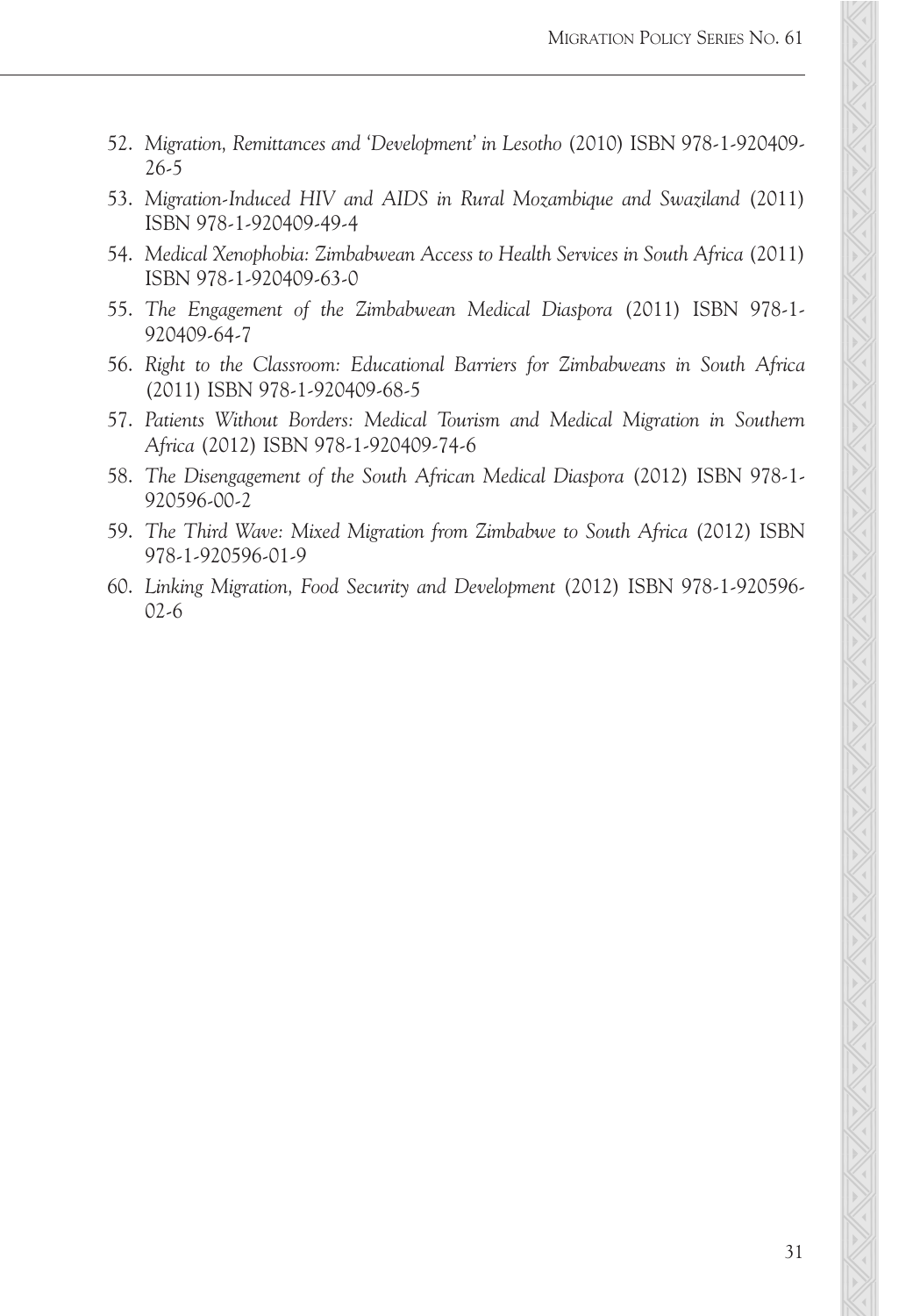52. *Migration, Remittances and 'Development' in Lesotho* (2010) ISBN 978-1-920409-26-5
53. *Migration-Induced HIV and AIDS in Rural Mozambique and Swaziland* (2011) ISBN 978-1-920409-49-4
54. *Medical Xenophobia: Zimbabwean Access to Health Services in South Africa* (2011) ISBN 978-1-920409-63-0
55. *The Engagement of the Zimbabwean Medical Diaspora* (2011) ISBN 978-1-920409-64-7
56. *Right to the Classroom: Educational Barriers for Zimbabweans in South Africa* (2011) ISBN 978-1-920409-68-5
57. *Patients Without Borders: Medical Tourism and Medical Migration in Southern Africa* (2012) ISBN 978-1-920409-74-6
58. *The Disengagement of the South African Medical Diaspora* (2012) ISBN 978-1-920596-00-2
59. *The Third Wave: Mixed Migration from Zimbabwe to South Africa* (2012) ISBN 978-1-920596-01-9
60. *Linking Migration, Food Security and Development* (2012) ISBN 978-1-920596-02-6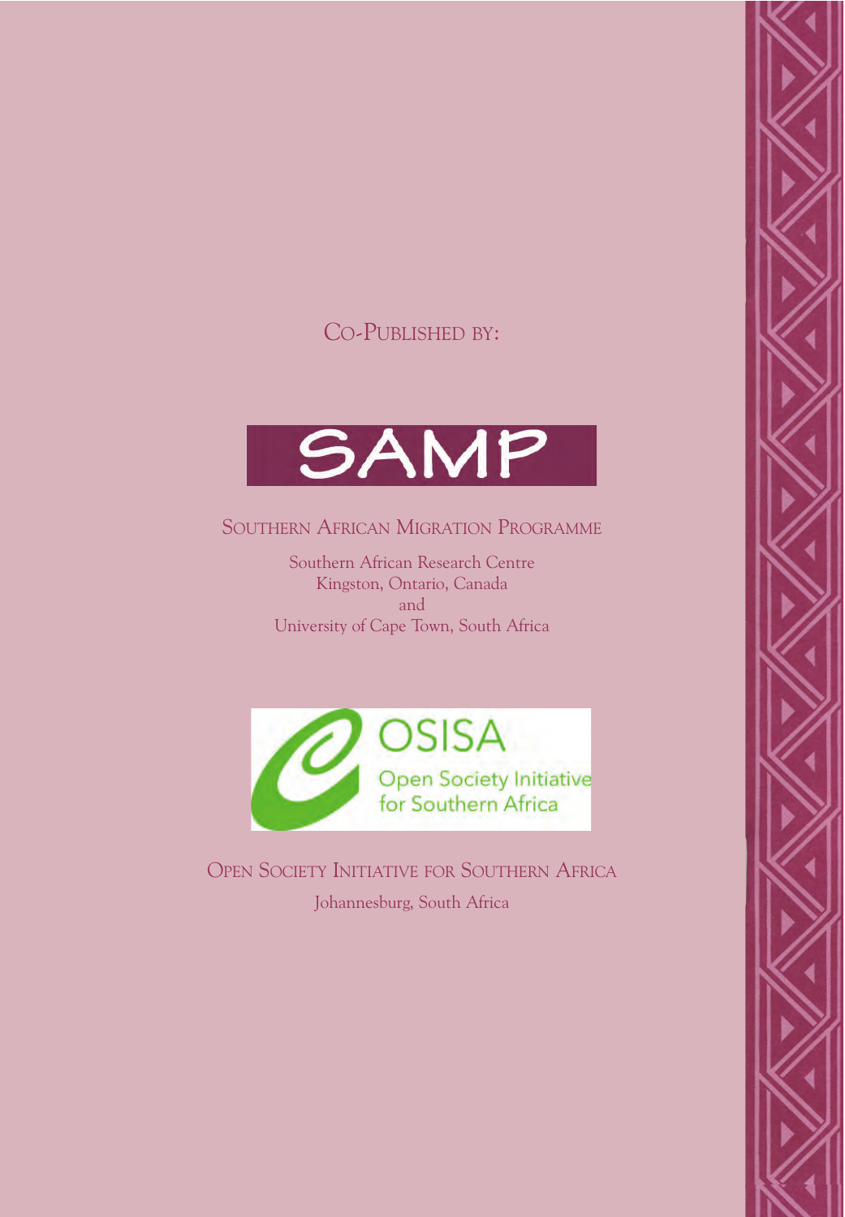Co-Published by:

SAMP

Southern African Migration Programme

Southern African Research Centre
Kingston, Ontario, Canada
and
University of Cape Town, South Africa

OSISA
Open Society Initiative for Southern Africa

Open Society Initiative for Southern Africa

Johannesburg, South Africa